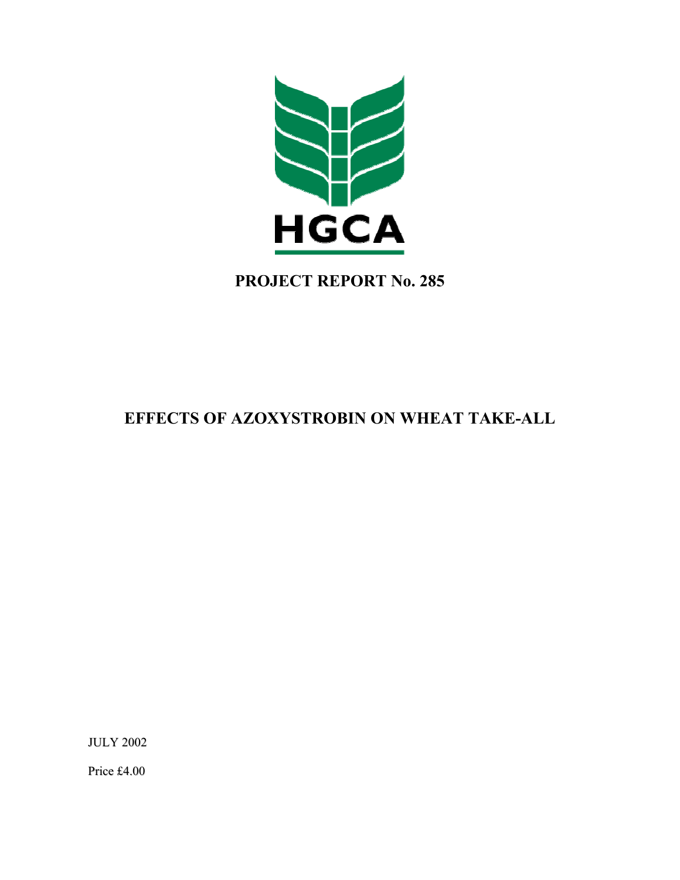HGCA

# PROJECT REPORT No. 285

# EFFECTS OF AZOXYSTROBIN ON WHEAT TAKE-ALL

JULY 2002

Price £4.00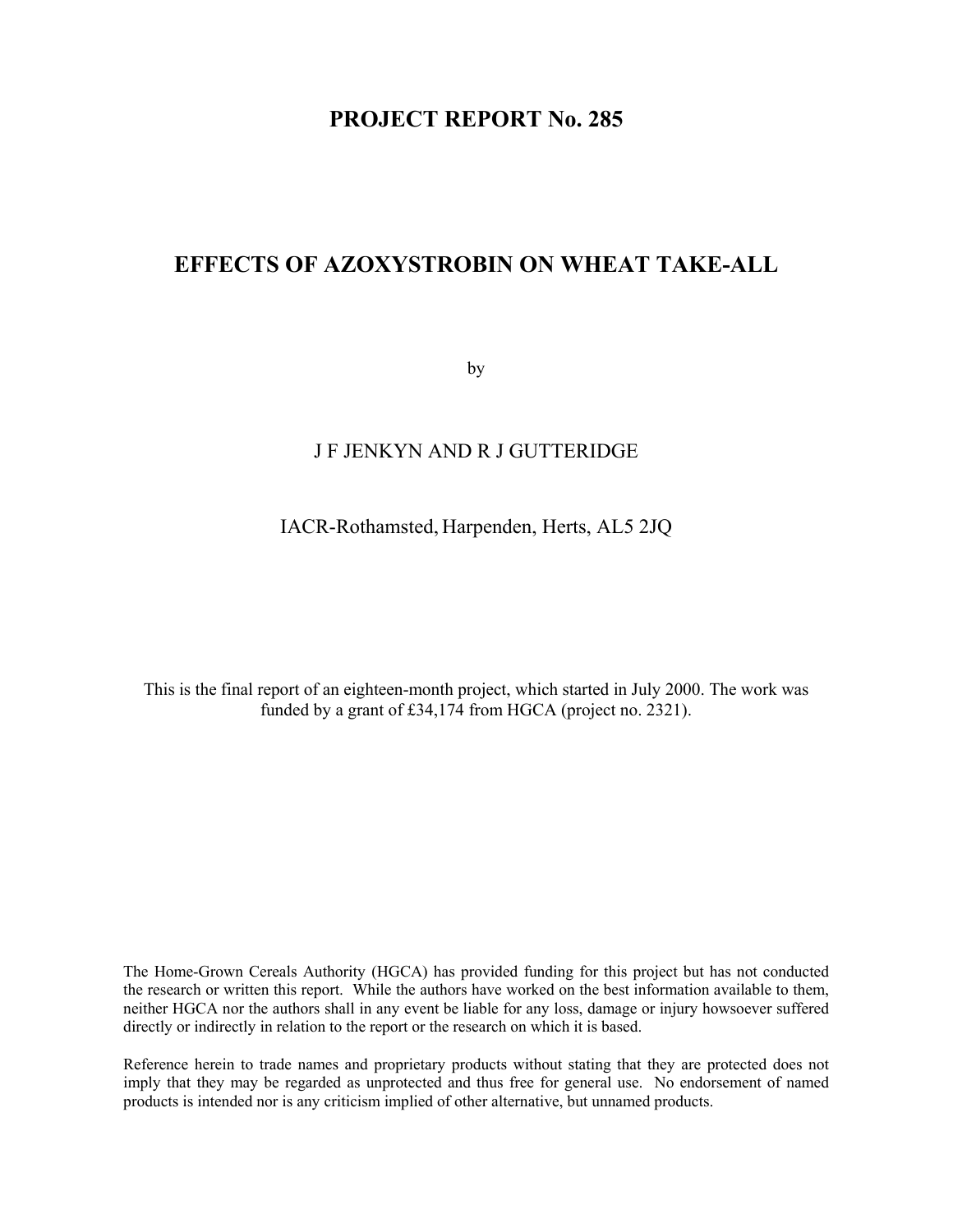# PROJECT REPORT No. 285

# EFFECTS OF AZOXYSTROBIN ON WHEAT TAKE-ALL

by

J F JENKYN AND R J GUTTERIDGE

IACR-Rothamsted, Harpenden, Herts, AL5 2JQ

This is the final report of an eighteen-month project, which started in July 2000. The work was funded by a grant of £34,174 from HGCA (project no. 2321).

The Home-Grown Cereals Authority (HGCA) has provided funding for this project but has not conducted the research or written this report. While the authors have worked on the best information available to them, neither HGCA nor the authors shall in any event be liable for any loss, damage or injury howsoever suffered directly or indirectly in relation to the report or the research on which it is based.

Reference herein to trade names and proprietary products without stating that they are protected does not imply that they may be regarded as unprotected and thus free for general use. No endorsement of named products is intended nor is any criticism implied of other alternative, but unnamed products.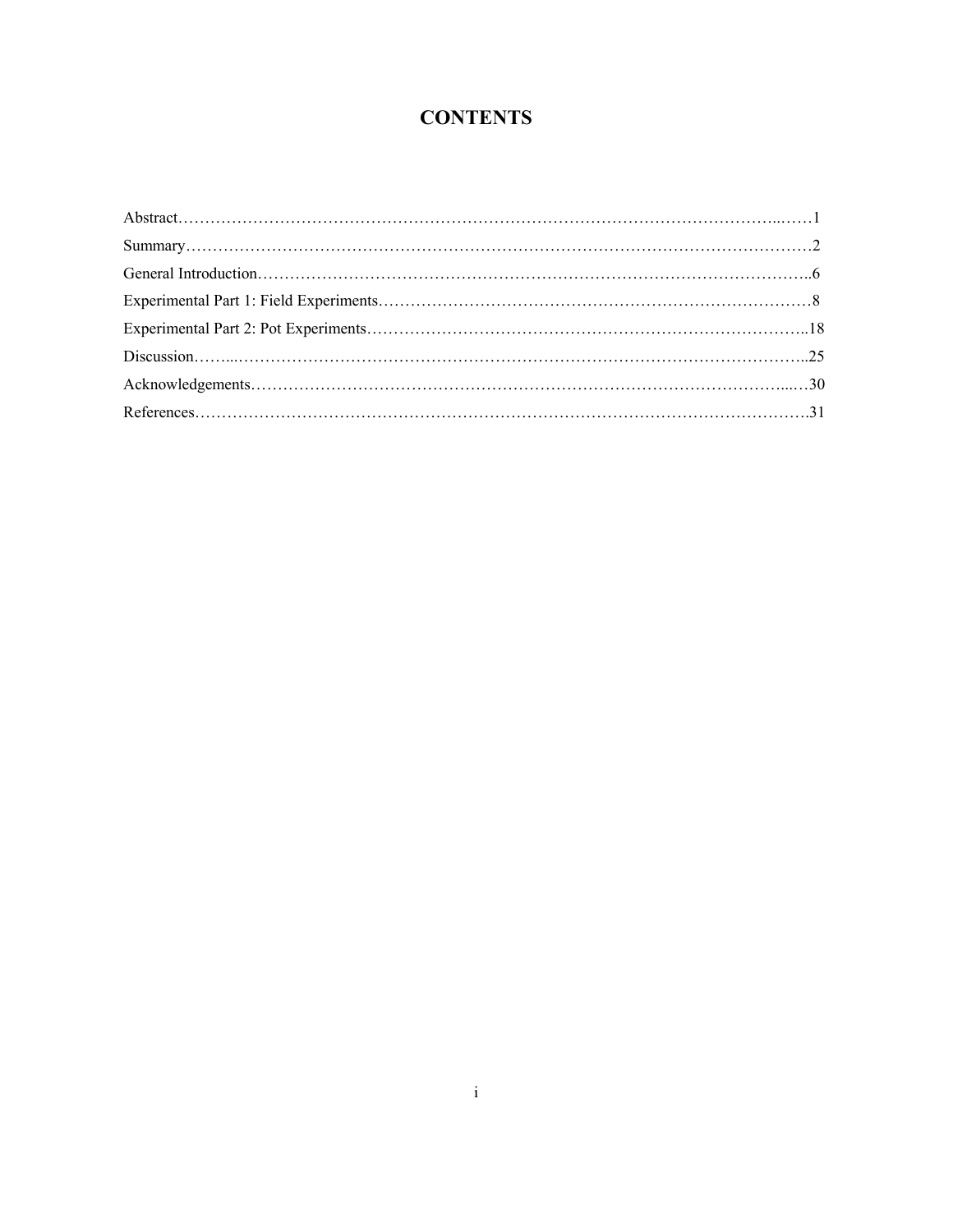# CONTENTS

Abstract……………………………………………………………………………………………………..……1

Summary………………………………………………………………………………………………………2

General Introduction…………………………………………………………………………………………..6

Experimental Part 1: Field Experiments………………………………………………………………………8

Experimental Part 2: Pot Experiments………………………………………………………………………..18

Discussion……...……………………………………………………………………………………………..25

Acknowledgements…………………………………………………………………………………...…30

References…………………………………………………………………………………………………….31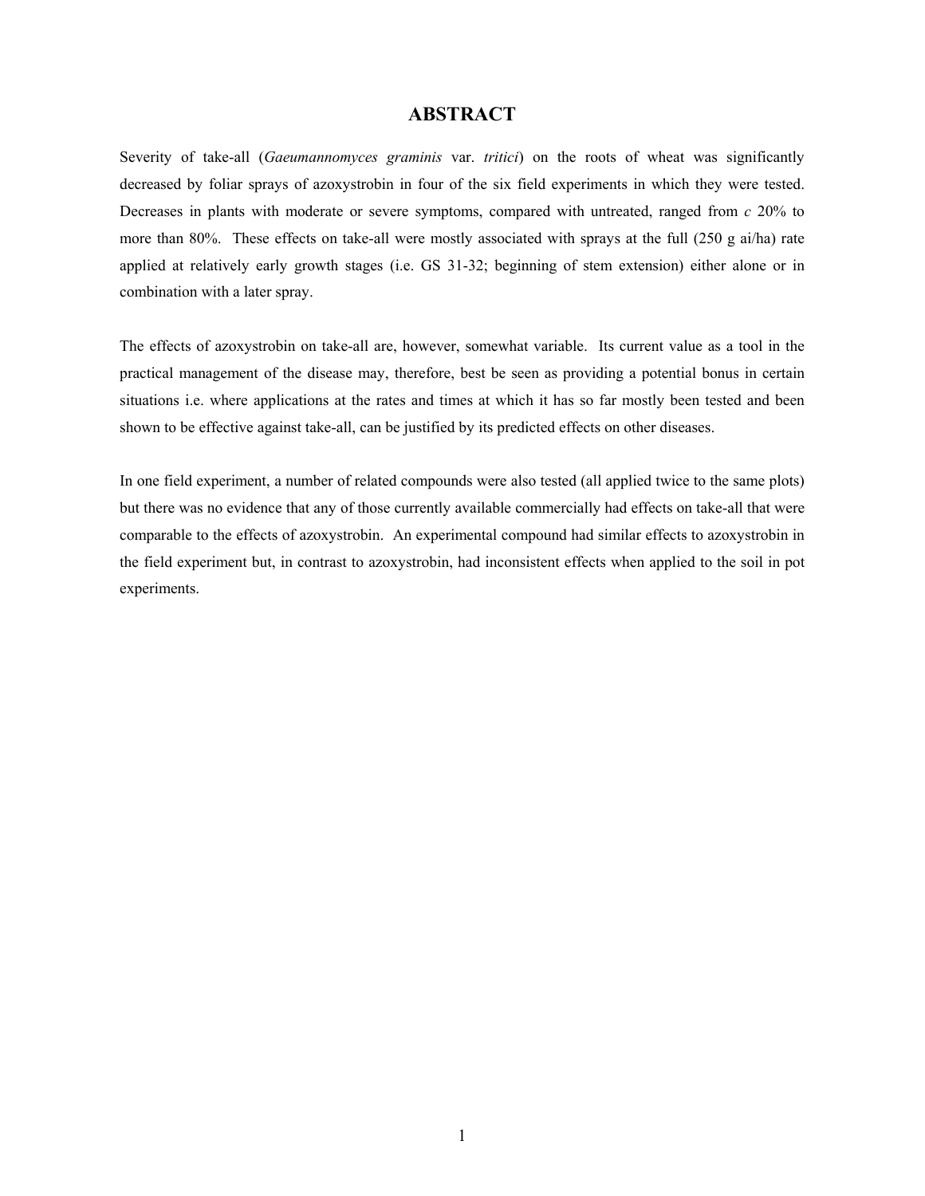# ABSTRACT

Severity of take-all (*Gaeumannomyces graminis* var. *tritici*) on the roots of wheat was significantly decreased by foliar sprays of azoxystrobin in four of the six field experiments in which they were tested. Decreases in plants with moderate or severe symptoms, compared with untreated, ranged from *c* 20% to more than 80%. These effects on take-all were mostly associated with sprays at the full (250 g ai/ha) rate applied at relatively early growth stages (i.e. GS 31-32; beginning of stem extension) either alone or in combination with a later spray.

The effects of azoxystrobin on take-all are, however, somewhat variable. Its current value as a tool in the practical management of the disease may, therefore, best be seen as providing a potential bonus in certain situations i.e. where applications at the rates and times at which it has so far mostly been tested and been shown to be effective against take-all, can be justified by its predicted effects on other diseases.

In one field experiment, a number of related compounds were also tested (all applied twice to the same plots) but there was no evidence that any of those currently available commercially had effects on take-all that were comparable to the effects of azoxystrobin. An experimental compound had similar effects to azoxystrobin in the field experiment but, in contrast to azoxystrobin, had inconsistent effects when applied to the soil in pot experiments.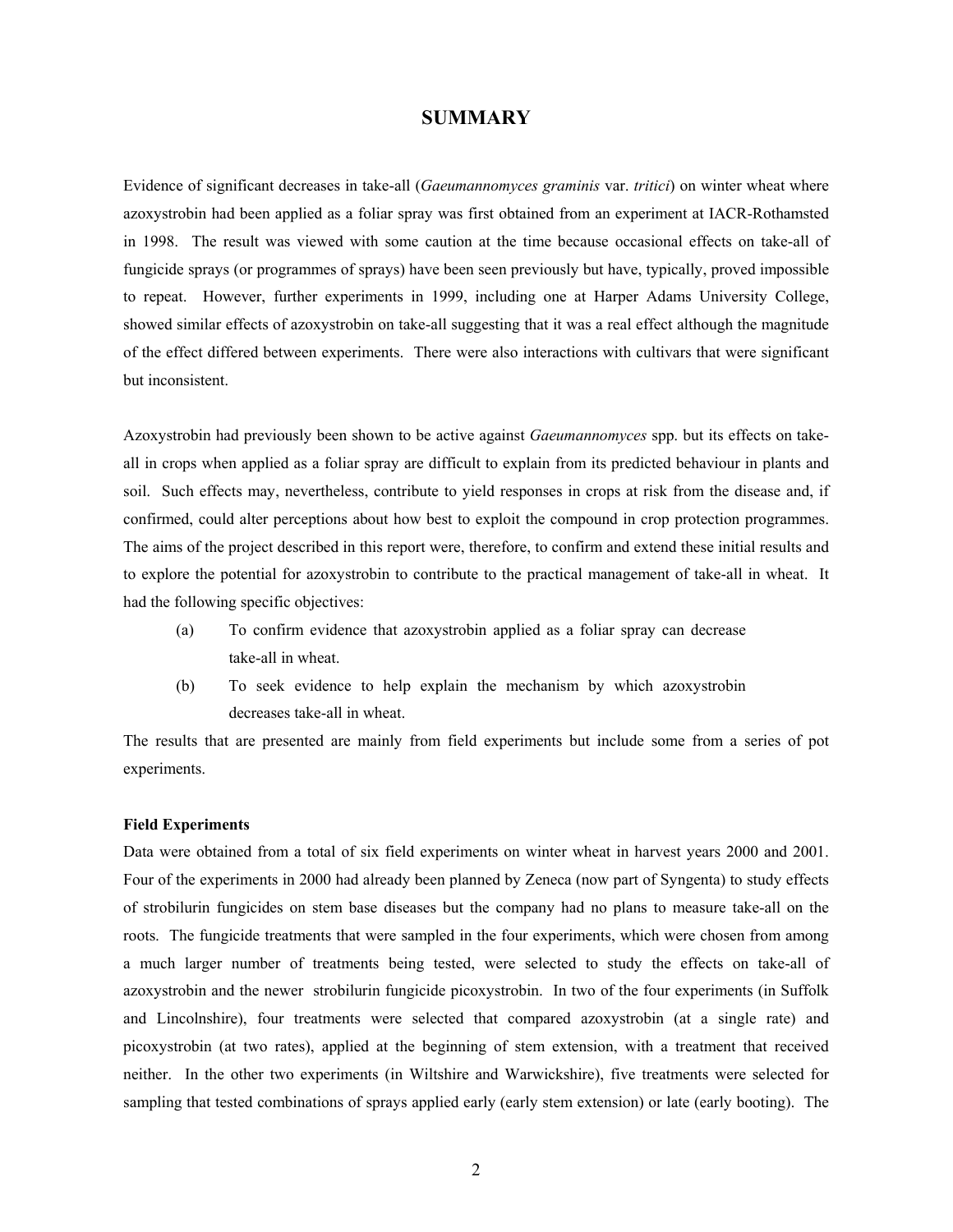# SUMMARY

Evidence of significant decreases in take-all (*Gaeumannomyces graminis* var. *tritici*) on winter wheat where azoxystrobin had been applied as a foliar spray was first obtained from an experiment at IACR-Rothamsted in 1998. The result was viewed with some caution at the time because occasional effects on take-all of fungicide sprays (or programmes of sprays) have been seen previously but have, typically, proved impossible to repeat. However, further experiments in 1999, including one at Harper Adams University College, showed similar effects of azoxystrobin on take-all suggesting that it was a real effect although the magnitude of the effect differed between experiments. There were also interactions with cultivars that were significant but inconsistent.

Azoxystrobin had previously been shown to be active against *Gaeumannomyces* spp. but its effects on take-all in crops when applied as a foliar spray are difficult to explain from its predicted behaviour in plants and soil. Such effects may, nevertheless, contribute to yield responses in crops at risk from the disease and, if confirmed, could alter perceptions about how best to exploit the compound in crop protection programmes. The aims of the project described in this report were, therefore, to confirm and extend these initial results and to explore the potential for azoxystrobin to contribute to the practical management of take-all in wheat. It had the following specific objectives:

(a) To confirm evidence that azoxystrobin applied as a foliar spray can decrease take-all in wheat.

(b) To seek evidence to help explain the mechanism by which azoxystrobin decreases take-all in wheat.

The results that are presented are mainly from field experiments but include some from a series of pot experiments.

**Field Experiments**

Data were obtained from a total of six field experiments on winter wheat in harvest years 2000 and 2001. Four of the experiments in 2000 had already been planned by Zeneca (now part of Syngenta) to study effects of strobilurin fungicides on stem base diseases but the company had no plans to measure take-all on the roots. The fungicide treatments that were sampled in the four experiments, which were chosen from among a much larger number of treatments being tested, were selected to study the effects on take-all of azoxystrobin and the newer strobilurin fungicide picoxystrobin. In two of the four experiments (in Suffolk and Lincolnshire), four treatments were selected that compared azoxystrobin (at a single rate) and picoxystrobin (at two rates), applied at the beginning of stem extension, with a treatment that received neither. In the other two experiments (in Wiltshire and Warwickshire), five treatments were selected for sampling that tested combinations of sprays applied early (early stem extension) or late (early booting). The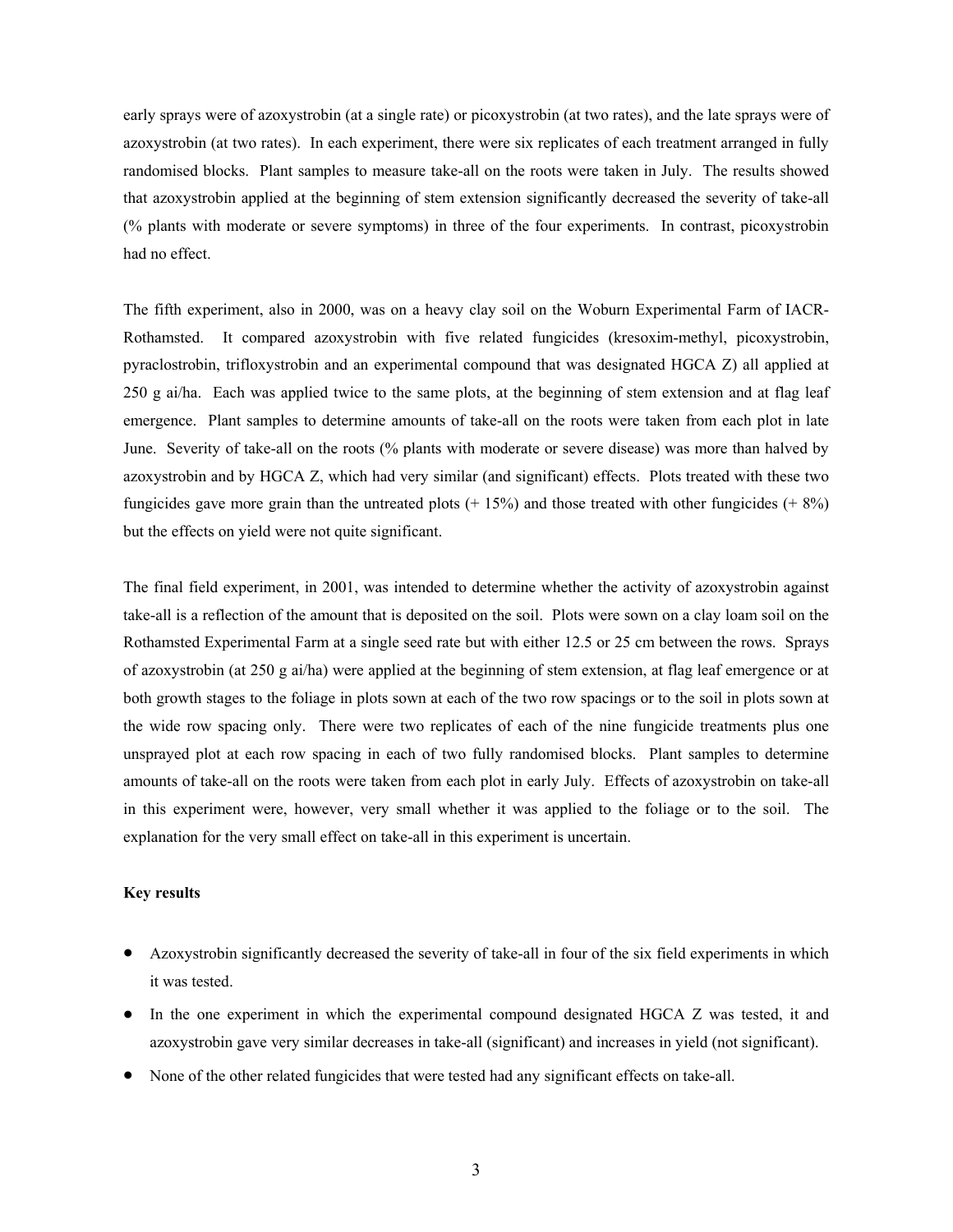early sprays were of azoxystrobin (at a single rate) or picoxystrobin (at two rates), and the late sprays were of azoxystrobin (at two rates). In each experiment, there were six replicates of each treatment arranged in fully randomised blocks. Plant samples to measure take-all on the roots were taken in July. The results showed that azoxystrobin applied at the beginning of stem extension significantly decreased the severity of take-all (% plants with moderate or severe symptoms) in three of the four experiments. In contrast, picoxystrobin had no effect.

The fifth experiment, also in 2000, was on a heavy clay soil on the Woburn Experimental Farm of IACR-Rothamsted. It compared azoxystrobin with five related fungicides (kresoxim-methyl, picoxystrobin, pyraclostrobin, trifloxystrobin and an experimental compound that was designated HGCA Z) all applied at 250 g ai/ha. Each was applied twice to the same plots, at the beginning of stem extension and at flag leaf emergence. Plant samples to determine amounts of take-all on the roots were taken from each plot in late June. Severity of take-all on the roots (% plants with moderate or severe disease) was more than halved by azoxystrobin and by HGCA Z, which had very similar (and significant) effects. Plots treated with these two fungicides gave more grain than the untreated plots (+ 15%) and those treated with other fungicides (+ 8%) but the effects on yield were not quite significant.

The final field experiment, in 2001, was intended to determine whether the activity of azoxystrobin against take-all is a reflection of the amount that is deposited on the soil. Plots were sown on a clay loam soil on the Rothamsted Experimental Farm at a single seed rate but with either 12.5 or 25 cm between the rows. Sprays of azoxystrobin (at 250 g ai/ha) were applied at the beginning of stem extension, at flag leaf emergence or at both growth stages to the foliage in plots sown at each of the two row spacings or to the soil in plots sown at the wide row spacing only. There were two replicates of each of the nine fungicide treatments plus one unsprayed plot at each row spacing in each of two fully randomised blocks. Plant samples to determine amounts of take-all on the roots were taken from each plot in early July. Effects of azoxystrobin on take-all in this experiment were, however, very small whether it was applied to the foliage or to the soil. The explanation for the very small effect on take-all in this experiment is uncertain.

**Key results**

- Azoxystrobin significantly decreased the severity of take-all in four of the six field experiments in which it was tested.
- In the one experiment in which the experimental compound designated HGCA Z was tested, it and azoxystrobin gave very similar decreases in take-all (significant) and increases in yield (not significant).
- None of the other related fungicides that were tested had any significant effects on take-all.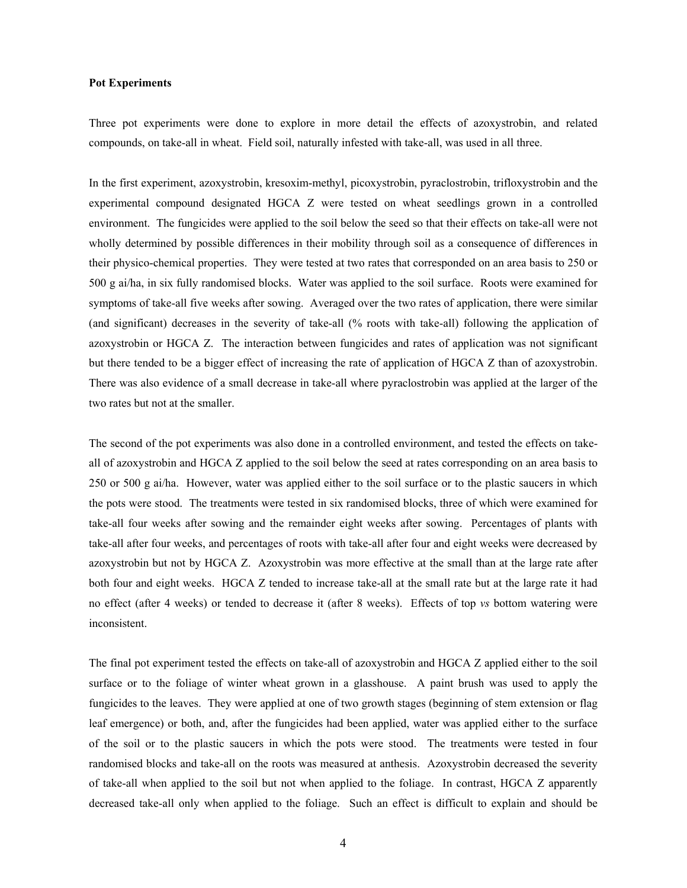**Pot Experiments**

Three pot experiments were done to explore in more detail the effects of azoxystrobin, and related compounds, on take-all in wheat. Field soil, naturally infested with take-all, was used in all three.

In the first experiment, azoxystrobin, kresoxim-methyl, picoxystrobin, pyraclostrobin, trifloxystrobin and the experimental compound designated HGCA Z were tested on wheat seedlings grown in a controlled environment. The fungicides were applied to the soil below the seed so that their effects on take-all were not wholly determined by possible differences in their mobility through soil as a consequence of differences in their physico-chemical properties. They were tested at two rates that corresponded on an area basis to 250 or 500 g ai/ha, in six fully randomised blocks. Water was applied to the soil surface. Roots were examined for symptoms of take-all five weeks after sowing. Averaged over the two rates of application, there were similar (and significant) decreases in the severity of take-all (% roots with take-all) following the application of azoxystrobin or HGCA Z. The interaction between fungicides and rates of application was not significant but there tended to be a bigger effect of increasing the rate of application of HGCA Z than of azoxystrobin. There was also evidence of a small decrease in take-all where pyraclostrobin was applied at the larger of the two rates but not at the smaller.

The second of the pot experiments was also done in a controlled environment, and tested the effects on take-all of azoxystrobin and HGCA Z applied to the soil below the seed at rates corresponding on an area basis to 250 or 500 g ai/ha. However, water was applied either to the soil surface or to the plastic saucers in which the pots were stood. The treatments were tested in six randomised blocks, three of which were examined for take-all four weeks after sowing and the remainder eight weeks after sowing. Percentages of plants with take-all after four weeks, and percentages of roots with take-all after four and eight weeks were decreased by azoxystrobin but not by HGCA Z. Azoxystrobin was more effective at the small than at the large rate after both four and eight weeks. HGCA Z tended to increase take-all at the small rate but at the large rate it had no effect (after 4 weeks) or tended to decrease it (after 8 weeks). Effects of top *vs* bottom watering were inconsistent.

The final pot experiment tested the effects on take-all of azoxystrobin and HGCA Z applied either to the soil surface or to the foliage of winter wheat grown in a glasshouse. A paint brush was used to apply the fungicides to the leaves. They were applied at one of two growth stages (beginning of stem extension or flag leaf emergence) or both, and, after the fungicides had been applied, water was applied either to the surface of the soil or to the plastic saucers in which the pots were stood. The treatments were tested in four randomised blocks and take-all on the roots was measured at anthesis. Azoxystrobin decreased the severity of take-all when applied to the soil but not when applied to the foliage. In contrast, HGCA Z apparently decreased take-all only when applied to the foliage. Such an effect is difficult to explain and should be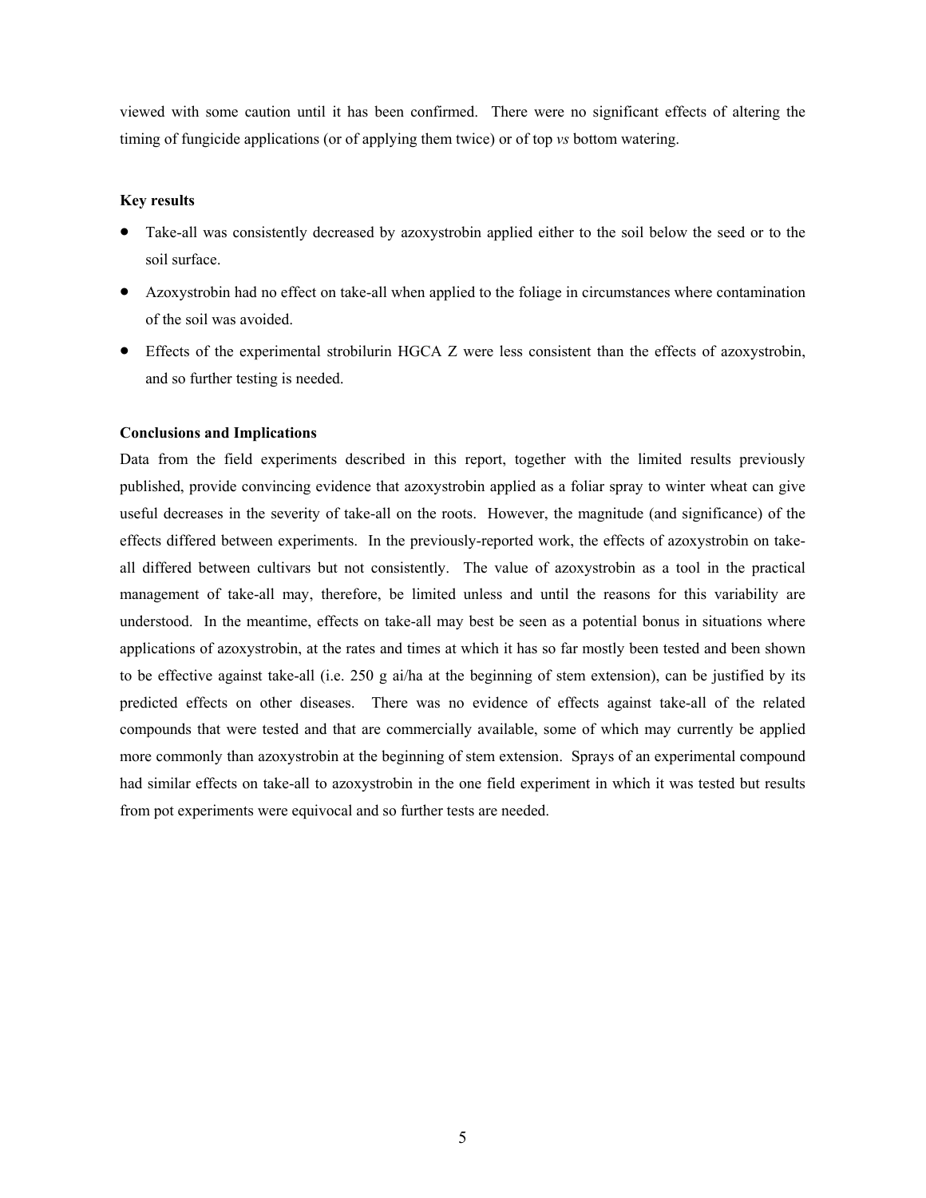viewed with some caution until it has been confirmed. There were no significant effects of altering the timing of fungicide applications (or of applying them twice) or of top *vs* bottom watering.

**Key results**

- Take-all was consistently decreased by azoxystrobin applied either to the soil below the seed or to the soil surface.
- Azoxystrobin had no effect on take-all when applied to the foliage in circumstances where contamination of the soil was avoided.
- Effects of the experimental strobilurin HGCA Z were less consistent than the effects of azoxystrobin, and so further testing is needed.

**Conclusions and Implications**

Data from the field experiments described in this report, together with the limited results previously published, provide convincing evidence that azoxystrobin applied as a foliar spray to winter wheat can give useful decreases in the severity of take-all on the roots. However, the magnitude (and significance) of the effects differed between experiments. In the previously-reported work, the effects of azoxystrobin on take-all differed between cultivars but not consistently. The value of azoxystrobin as a tool in the practical management of take-all may, therefore, be limited unless and until the reasons for this variability are understood. In the meantime, effects on take-all may best be seen as a potential bonus in situations where applications of azoxystrobin, at the rates and times at which it has so far mostly been tested and been shown to be effective against take-all (i.e. 250 g ai/ha at the beginning of stem extension), can be justified by its predicted effects on other diseases. There was no evidence of effects against take-all of the related compounds that were tested and that are commercially available, some of which may currently be applied more commonly than azoxystrobin at the beginning of stem extension. Sprays of an experimental compound had similar effects on take-all to azoxystrobin in the one field experiment in which it was tested but results from pot experiments were equivocal and so further tests are needed.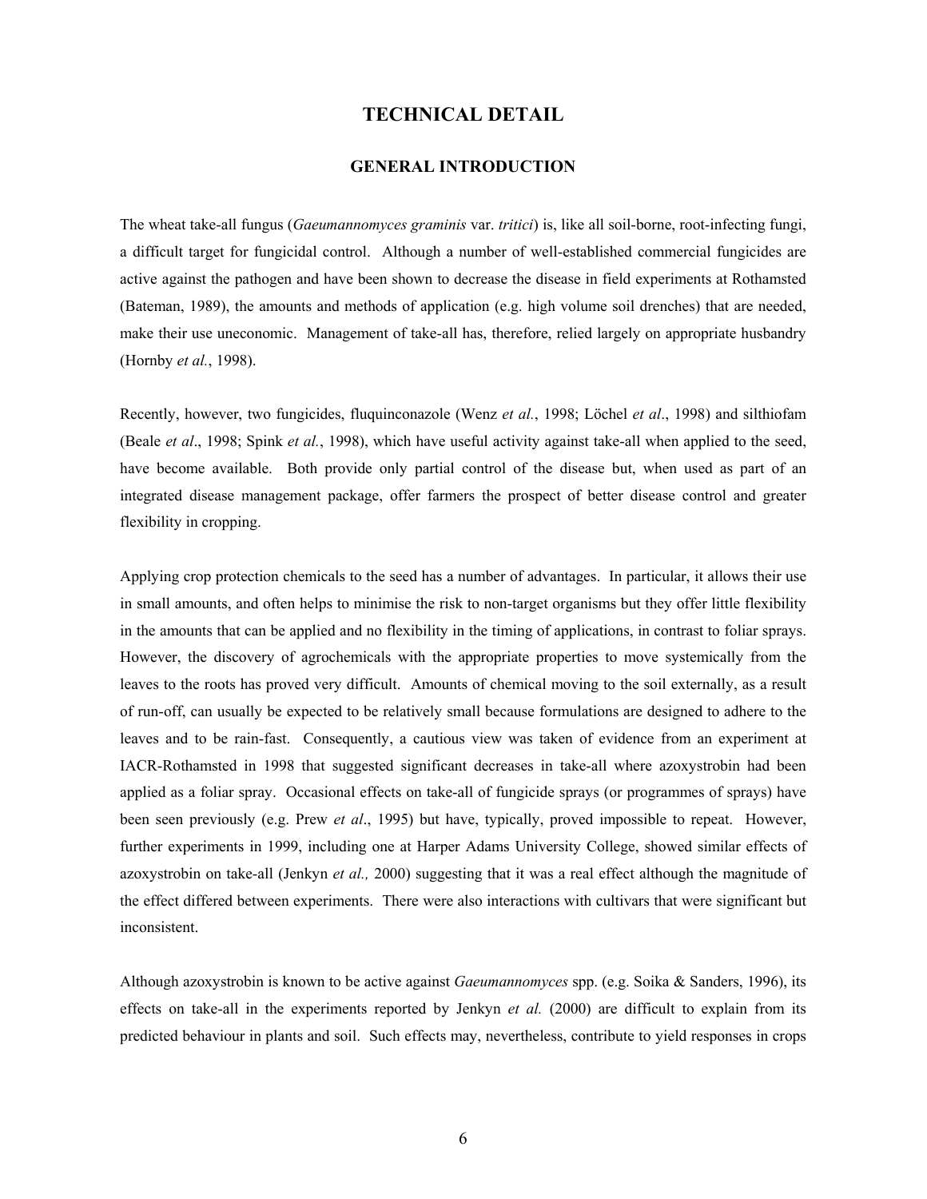# TECHNICAL DETAIL

## GENERAL INTRODUCTION

The wheat take-all fungus (*Gaeumannomyces graminis* var. *tritici*) is, like all soil-borne, root-infecting fungi, a difficult target for fungicidal control. Although a number of well-established commercial fungicides are active against the pathogen and have been shown to decrease the disease in field experiments at Rothamsted (Bateman, 1989), the amounts and methods of application (e.g. high volume soil drenches) that are needed, make their use uneconomic. Management of take-all has, therefore, relied largely on appropriate husbandry (Hornby *et al.*, 1998).

Recently, however, two fungicides, fluquinconazole (Wenz *et al.*, 1998; Löchel *et al*., 1998) and silthiofam (Beale *et al*., 1998; Spink *et al.*, 1998), which have useful activity against take-all when applied to the seed, have become available. Both provide only partial control of the disease but, when used as part of an integrated disease management package, offer farmers the prospect of better disease control and greater flexibility in cropping.

Applying crop protection chemicals to the seed has a number of advantages. In particular, it allows their use in small amounts, and often helps to minimise the risk to non-target organisms but they offer little flexibility in the amounts that can be applied and no flexibility in the timing of applications, in contrast to foliar sprays. However, the discovery of agrochemicals with the appropriate properties to move systemically from the leaves to the roots has proved very difficult. Amounts of chemical moving to the soil externally, as a result of run-off, can usually be expected to be relatively small because formulations are designed to adhere to the leaves and to be rain-fast. Consequently, a cautious view was taken of evidence from an experiment at IACR-Rothamsted in 1998 that suggested significant decreases in take-all where azoxystrobin had been applied as a foliar spray. Occasional effects on take-all of fungicide sprays (or programmes of sprays) have been seen previously (e.g. Prew *et al*., 1995) but have, typically, proved impossible to repeat. However, further experiments in 1999, including one at Harper Adams University College, showed similar effects of azoxystrobin on take-all (Jenkyn *et al.,* 2000) suggesting that it was a real effect although the magnitude of the effect differed between experiments. There were also interactions with cultivars that were significant but inconsistent.

Although azoxystrobin is known to be active against *Gaeumannomyces* spp. (e.g. Soika & Sanders, 1996), its effects on take-all in the experiments reported by Jenkyn *et al.* (2000) are difficult to explain from its predicted behaviour in plants and soil. Such effects may, nevertheless, contribute to yield responses in crops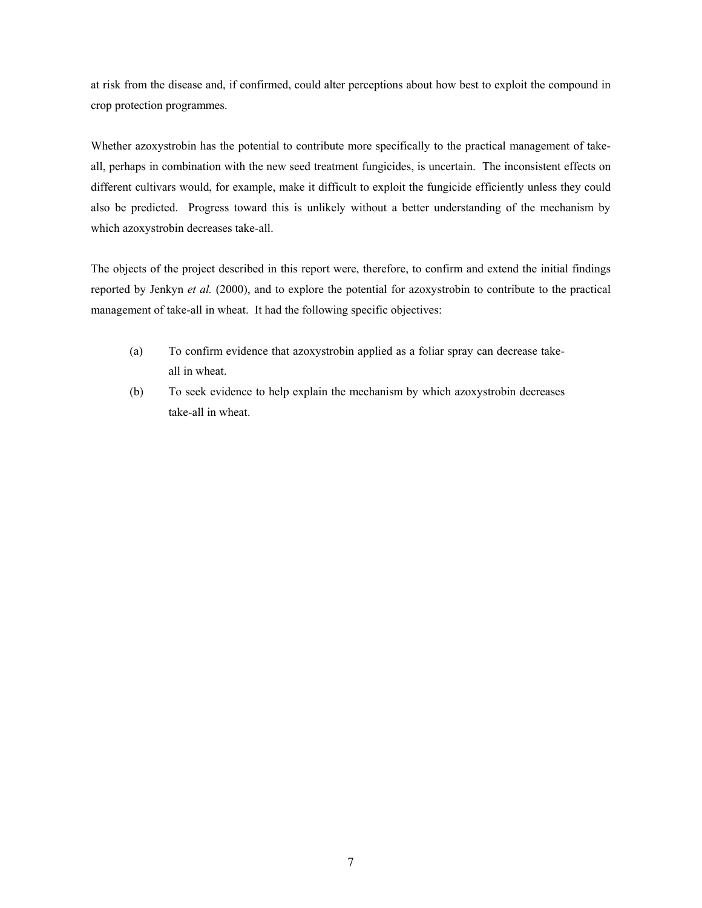at risk from the disease and, if confirmed, could alter perceptions about how best to exploit the compound in crop protection programmes.

Whether azoxystrobin has the potential to contribute more specifically to the practical management of take-all, perhaps in combination with the new seed treatment fungicides, is uncertain. The inconsistent effects on different cultivars would, for example, make it difficult to exploit the fungicide efficiently unless they could also be predicted. Progress toward this is unlikely without a better understanding of the mechanism by which azoxystrobin decreases take-all.

The objects of the project described in this report were, therefore, to confirm and extend the initial findings reported by Jenkyn *et al.* (2000), and to explore the potential for azoxystrobin to contribute to the practical management of take-all in wheat. It had the following specific objectives:

(a) To confirm evidence that azoxystrobin applied as a foliar spray can decrease take-all in wheat.

(b) To seek evidence to help explain the mechanism by which azoxystrobin decreases take-all in wheat.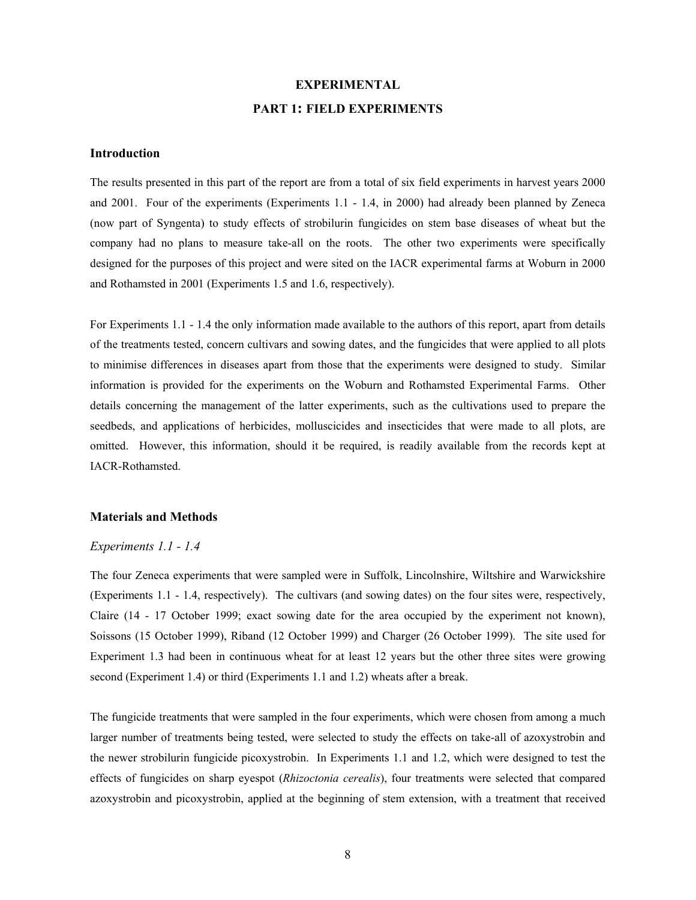# EXPERIMENTAL

## PART 1: FIELD EXPERIMENTS

### Introduction

The results presented in this part of the report are from a total of six field experiments in harvest years 2000 and 2001. Four of the experiments (Experiments 1.1 - 1.4, in 2000) had already been planned by Zeneca (now part of Syngenta) to study effects of strobilurin fungicides on stem base diseases of wheat but the company had no plans to measure take-all on the roots. The other two experiments were specifically designed for the purposes of this project and were sited on the IACR experimental farms at Woburn in 2000 and Rothamsted in 2001 (Experiments 1.5 and 1.6, respectively).

For Experiments 1.1 - 1.4 the only information made available to the authors of this report, apart from details of the treatments tested, concern cultivars and sowing dates, and the fungicides that were applied to all plots to minimise differences in diseases apart from those that the experiments were designed to study. Similar information is provided for the experiments on the Woburn and Rothamsted Experimental Farms. Other details concerning the management of the latter experiments, such as the cultivations used to prepare the seedbeds, and applications of herbicides, molluscicides and insecticides that were made to all plots, are omitted. However, this information, should it be required, is readily available from the records kept at IACR-Rothamsted.

### Materials and Methods

*Experiments 1.1 - 1.4*

The four Zeneca experiments that were sampled were in Suffolk, Lincolnshire, Wiltshire and Warwickshire (Experiments 1.1 - 1.4, respectively). The cultivars (and sowing dates) on the four sites were, respectively, Claire (14 - 17 October 1999; exact sowing date for the area occupied by the experiment not known), Soissons (15 October 1999), Riband (12 October 1999) and Charger (26 October 1999). The site used for Experiment 1.3 had been in continuous wheat for at least 12 years but the other three sites were growing second (Experiment 1.4) or third (Experiments 1.1 and 1.2) wheats after a break.

The fungicide treatments that were sampled in the four experiments, which were chosen from among a much larger number of treatments being tested, were selected to study the effects on take-all of azoxystrobin and the newer strobilurin fungicide picoxystrobin. In Experiments 1.1 and 1.2, which were designed to test the effects of fungicides on sharp eyespot (*Rhizoctonia cerealis*), four treatments were selected that compared azoxystrobin and picoxystrobin, applied at the beginning of stem extension, with a treatment that received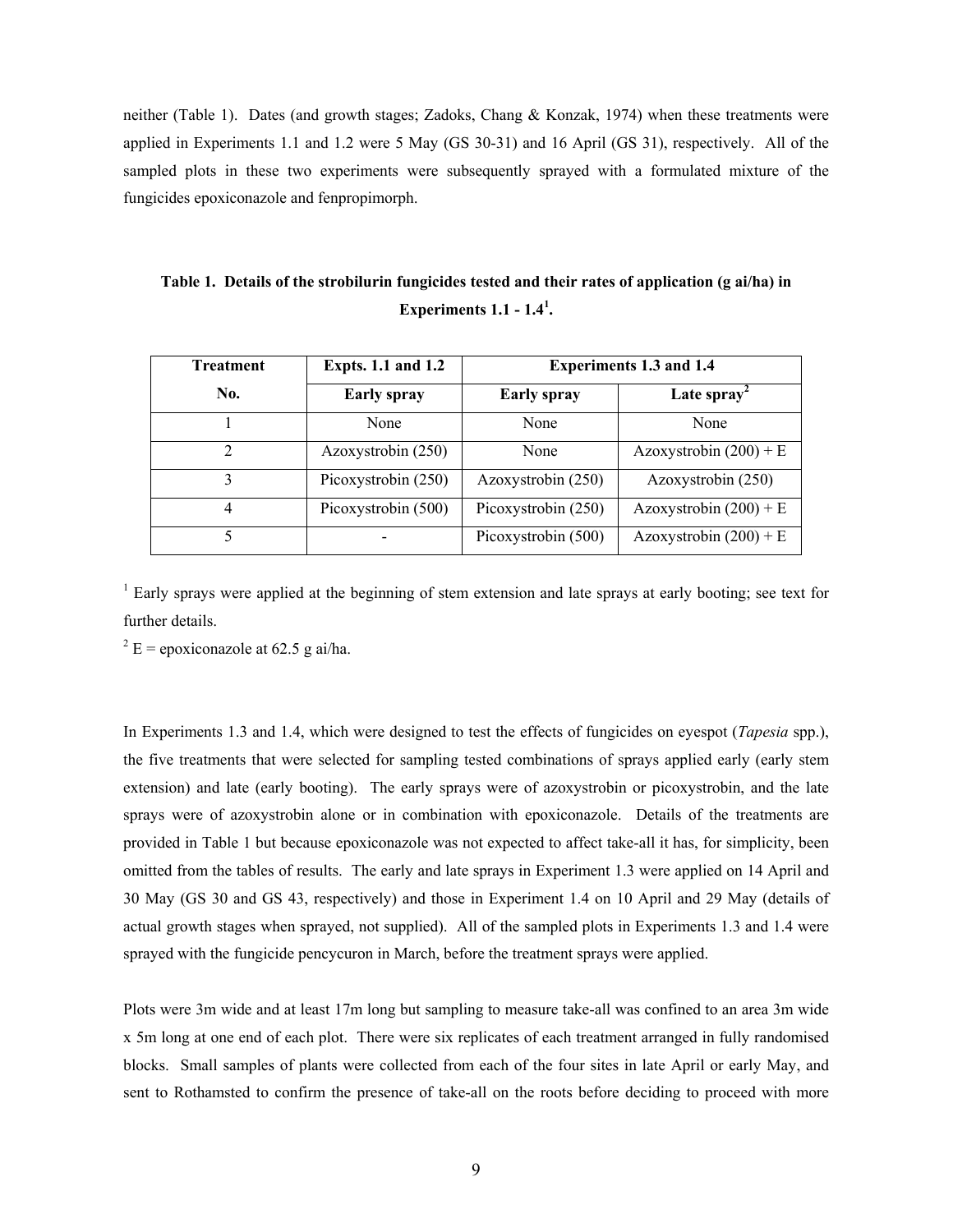neither (Table 1). Dates (and growth stages; Zadoks, Chang & Konzak, 1974) when these treatments were applied in Experiments 1.1 and 1.2 were 5 May (GS 30-31) and 16 April (GS 31), respectively. All of the sampled plots in these two experiments were subsequently sprayed with a formulated mixture of the fungicides epoxiconazole and fenpropimorph.

**Table 1. Details of the strobilurin fungicides tested and their rates of application (g ai/ha) in Experiments 1.1 - 1.4[1].**

| Treatment | Expts. 1.1 and 1.2 | Experiments 1.3 and 1.4 | |
|---|---|---|---|
| No. | Early spray | Early spray | Late spray[2] |
| 1 | None | None | None |
| 2 | Azoxystrobin (250) | None | Azoxystrobin (200) + E |
| 3 | Picoxystrobin (250) | Azoxystrobin (250) | Azoxystrobin (250) |
| 4 | Picoxystrobin (500) | Picoxystrobin (250) | Azoxystrobin (200) + E |
| 5 | - | Picoxystrobin (500) | Azoxystrobin (200) + E |

[1] Early sprays were applied at the beginning of stem extension and late sprays at early booting; see text for further details.

[2] E = epoxiconazole at 62.5 g ai/ha.

In Experiments 1.3 and 1.4, which were designed to test the effects of fungicides on eyespot (*Tapesia* spp.), the five treatments that were selected for sampling tested combinations of sprays applied early (early stem extension) and late (early booting). The early sprays were of azoxystrobin or picoxystrobin, and the late sprays were of azoxystrobin alone or in combination with epoxiconazole. Details of the treatments are provided in Table 1 but because epoxiconazole was not expected to affect take-all it has, for simplicity, been omitted from the tables of results. The early and late sprays in Experiment 1.3 were applied on 14 April and 30 May (GS 30 and GS 43, respectively) and those in Experiment 1.4 on 10 April and 29 May (details of actual growth stages when sprayed, not supplied). All of the sampled plots in Experiments 1.3 and 1.4 were sprayed with the fungicide pencycuron in March, before the treatment sprays were applied.

Plots were 3m wide and at least 17m long but sampling to measure take-all was confined to an area 3m wide x 5m long at one end of each plot. There were six replicates of each treatment arranged in fully randomised blocks. Small samples of plants were collected from each of the four sites in late April or early May, and sent to Rothamsted to confirm the presence of take-all on the roots before deciding to proceed with more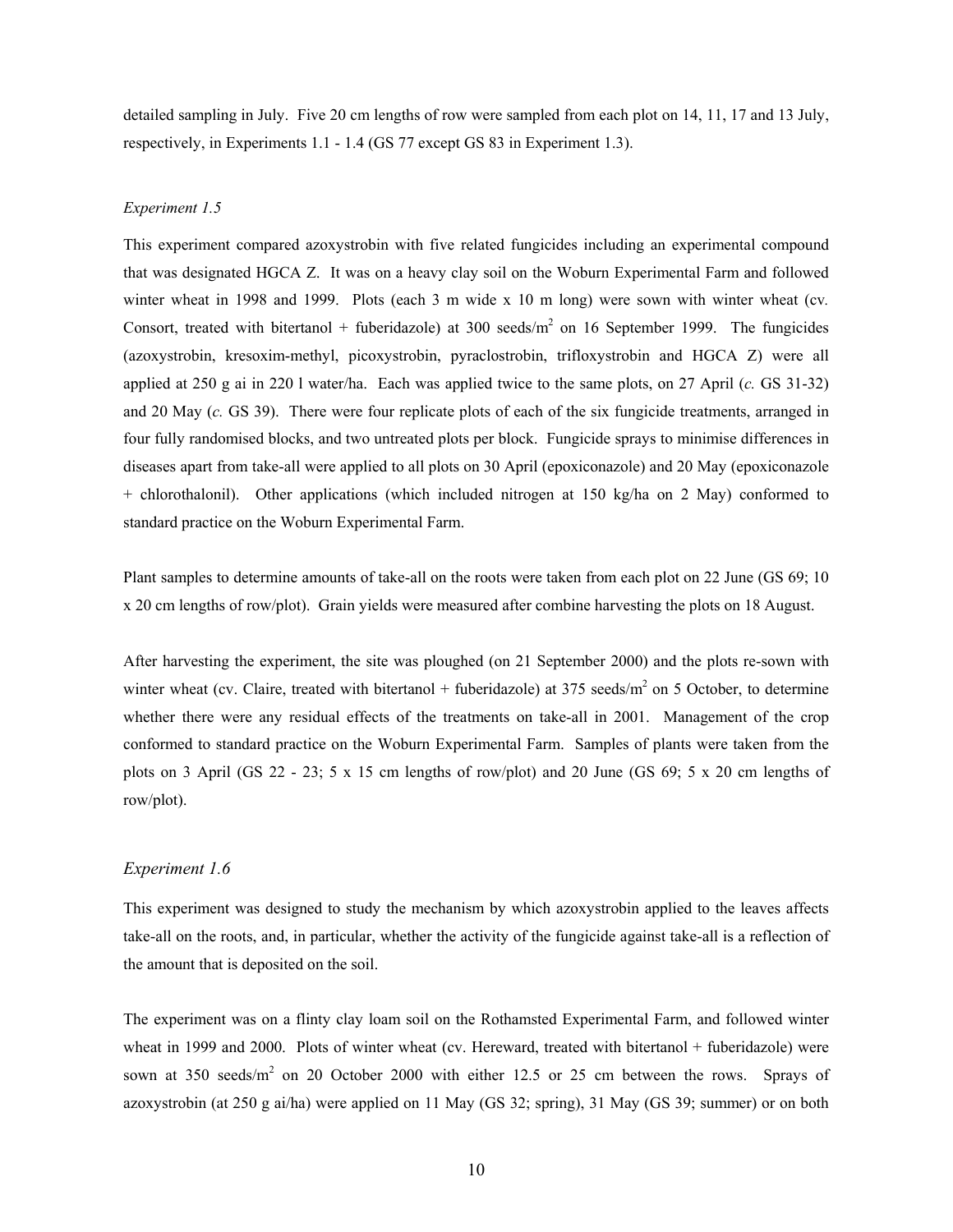detailed sampling in July. Five 20 cm lengths of row were sampled from each plot on 14, 11, 17 and 13 July, respectively, in Experiments 1.1 - 1.4 (GS 77 except GS 83 in Experiment 1.3).

### *Experiment 1.5*

This experiment compared azoxystrobin with five related fungicides including an experimental compound that was designated HGCA Z. It was on a heavy clay soil on the Woburn Experimental Farm and followed winter wheat in 1998 and 1999. Plots (each 3 m wide x 10 m long) were sown with winter wheat (cv. Consort, treated with bitertanol + fuberidazole) at 300 seeds/m$^2$ on 16 September 1999. The fungicides (azoxystrobin, kresoxim-methyl, picoxystrobin, pyraclostrobin, trifloxystrobin and HGCA Z) were all applied at 250 g ai in 220 l water/ha. Each was applied twice to the same plots, on 27 April (*c.* GS 31-32) and 20 May (*c.* GS 39). There were four replicate plots of each of the six fungicide treatments, arranged in four fully randomised blocks, and two untreated plots per block. Fungicide sprays to minimise differences in diseases apart from take-all were applied to all plots on 30 April (epoxiconazole) and 20 May (epoxiconazole + chlorothalonil). Other applications (which included nitrogen at 150 kg/ha on 2 May) conformed to standard practice on the Woburn Experimental Farm.

Plant samples to determine amounts of take-all on the roots were taken from each plot on 22 June (GS 69; 10 x 20 cm lengths of row/plot). Grain yields were measured after combine harvesting the plots on 18 August.

After harvesting the experiment, the site was ploughed (on 21 September 2000) and the plots re-sown with winter wheat (cv. Claire, treated with bitertanol + fuberidazole) at 375 seeds/m$^2$ on 5 October, to determine whether there were any residual effects of the treatments on take-all in 2001. Management of the crop conformed to standard practice on the Woburn Experimental Farm. Samples of plants were taken from the plots on 3 April (GS 22 - 23; 5 x 15 cm lengths of row/plot) and 20 June (GS 69; 5 x 20 cm lengths of row/plot).

### *Experiment 1.6*

This experiment was designed to study the mechanism by which azoxystrobin applied to the leaves affects take-all on the roots, and, in particular, whether the activity of the fungicide against take-all is a reflection of the amount that is deposited on the soil.

The experiment was on a flinty clay loam soil on the Rothamsted Experimental Farm, and followed winter wheat in 1999 and 2000. Plots of winter wheat (cv. Hereward, treated with bitertanol + fuberidazole) were sown at 350 seeds/m$^2$ on 20 October 2000 with either 12.5 or 25 cm between the rows. Sprays of azoxystrobin (at 250 g ai/ha) were applied on 11 May (GS 32; spring), 31 May (GS 39; summer) or on both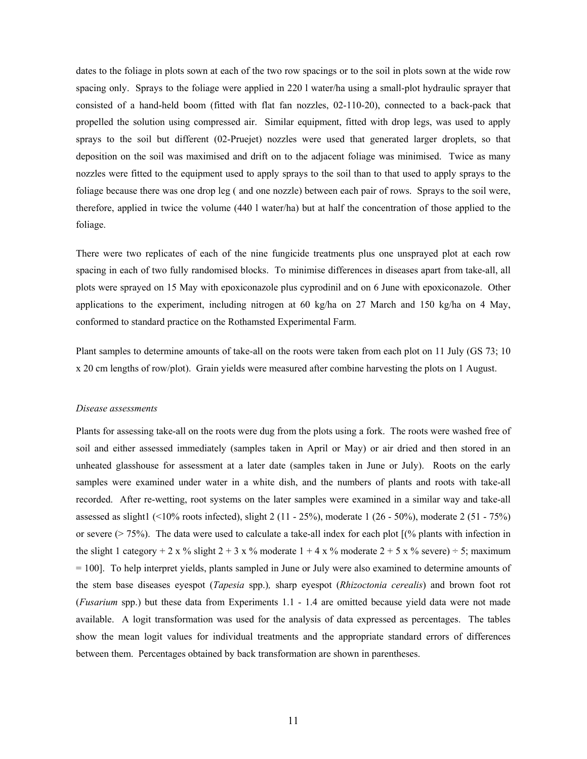dates to the foliage in plots sown at each of the two row spacings or to the soil in plots sown at the wide row spacing only. Sprays to the foliage were applied in 220 l water/ha using a small-plot hydraulic sprayer that consisted of a hand-held boom (fitted with flat fan nozzles, 02-110-20), connected to a back-pack that propelled the solution using compressed air. Similar equipment, fitted with drop legs, was used to apply sprays to the soil but different (02-Pruejet) nozzles were used that generated larger droplets, so that deposition on the soil was maximised and drift on to the adjacent foliage was minimised. Twice as many nozzles were fitted to the equipment used to apply sprays to the soil than to that used to apply sprays to the foliage because there was one drop leg ( and one nozzle) between each pair of rows. Sprays to the soil were, therefore, applied in twice the volume (440 l water/ha) but at half the concentration of those applied to the foliage.

There were two replicates of each of the nine fungicide treatments plus one unsprayed plot at each row spacing in each of two fully randomised blocks. To minimise differences in diseases apart from take-all, all plots were sprayed on 15 May with epoxiconazole plus cyprodinil and on 6 June with epoxiconazole. Other applications to the experiment, including nitrogen at 60 kg/ha on 27 March and 150 kg/ha on 4 May, conformed to standard practice on the Rothamsted Experimental Farm.

Plant samples to determine amounts of take-all on the roots were taken from each plot on 11 July (GS 73; 10 x 20 cm lengths of row/plot). Grain yields were measured after combine harvesting the plots on 1 August.

*Disease assessments*

Plants for assessing take-all on the roots were dug from the plots using a fork. The roots were washed free of soil and either assessed immediately (samples taken in April or May) or air dried and then stored in an unheated glasshouse for assessment at a later date (samples taken in June or July). Roots on the early samples were examined under water in a white dish, and the numbers of plants and roots with take-all recorded. After re-wetting, root systems on the later samples were examined in a similar way and take-all assessed as slight1 (<10% roots infected), slight 2 (11 - 25%), moderate 1 (26 - 50%), moderate 2 (51 - 75%) or severe (> 75%). The data were used to calculate a take-all index for each plot [(% plants with infection in the slight 1 category + 2 x % slight 2 + 3 x % moderate 1 + 4 x % moderate 2 + 5 x % severe) ÷ 5; maximum = 100]. To help interpret yields, plants sampled in June or July were also examined to determine amounts of the stem base diseases eyespot (*Tapesia* spp.)*,* sharp eyespot (*Rhizoctonia cerealis*) and brown foot rot (*Fusarium* spp.) but these data from Experiments 1.1 - 1.4 are omitted because yield data were not made available. A logit transformation was used for the analysis of data expressed as percentages. The tables show the mean logit values for individual treatments and the appropriate standard errors of differences between them. Percentages obtained by back transformation are shown in parentheses.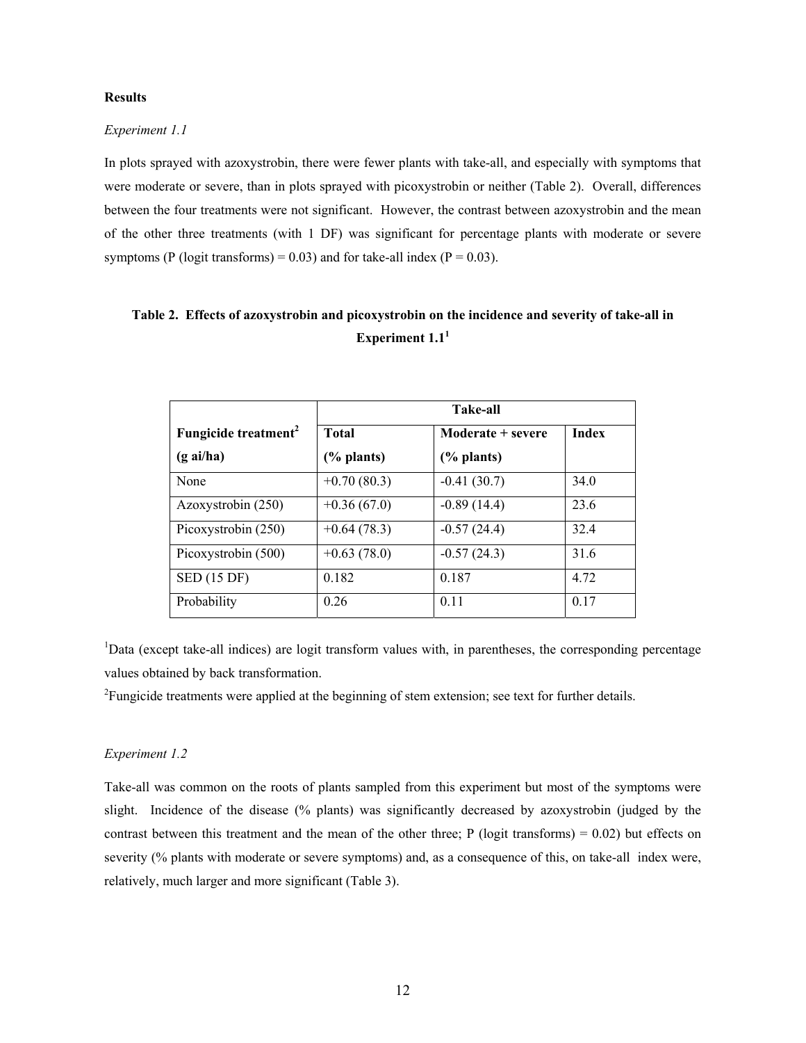**Results**

*Experiment 1.1*

In plots sprayed with azoxystrobin, there were fewer plants with take-all, and especially with symptoms that were moderate or severe, than in plots sprayed with picoxystrobin or neither (Table 2). Overall, differences between the four treatments were not significant. However, the contrast between azoxystrobin and the mean of the other three treatments (with 1 DF) was significant for percentage plants with moderate or severe symptoms (P (logit transforms) = 0.03) and for take-all index (P = 0.03).

**Table 2. Effects of azoxystrobin and picoxystrobin on the incidence and severity of take-all in Experiment 1.1[1]**

| | Take-all | | |
|---|---|---|---|
| **Fungicide treatment[2] (g ai/ha)** | **Total (% plants)** | **Moderate + severe (% plants)** | **Index** |
| None | +0.70 (80.3) | -0.41 (30.7) | 34.0 |
| Azoxystrobin (250) | +0.36 (67.0) | -0.89 (14.4) | 23.6 |
| Picoxystrobin (250) | +0.64 (78.3) | -0.57 (24.4) | 32.4 |
| Picoxystrobin (500) | +0.63 (78.0) | -0.57 (24.3) | 31.6 |
| SED (15 DF) | 0.182 | 0.187 | 4.72 |
| Probability | 0.26 | 0.11 | 0.17 |

[1]Data (except take-all indices) are logit transform values with, in parentheses, the corresponding percentage values obtained by back transformation.

[2]Fungicide treatments were applied at the beginning of stem extension; see text for further details.

*Experiment 1.2*

Take-all was common on the roots of plants sampled from this experiment but most of the symptoms were slight. Incidence of the disease (% plants) was significantly decreased by azoxystrobin (judged by the contrast between this treatment and the mean of the other three; P (logit transforms) = 0.02) but effects on severity (% plants with moderate or severe symptoms) and, as a consequence of this, on take-all index were, relatively, much larger and more significant (Table 3).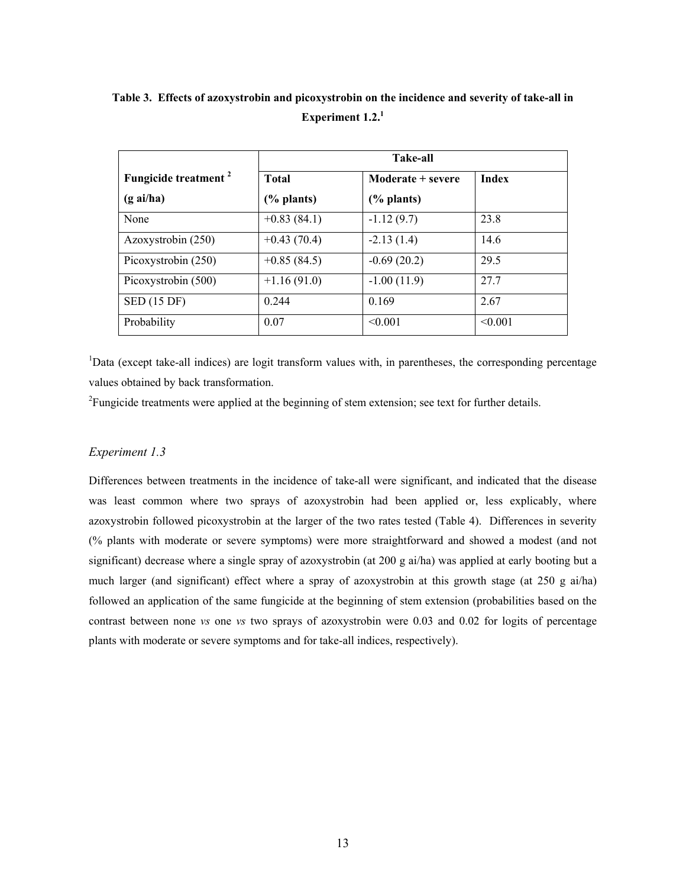**Table 3. Effects of azoxystrobin and picoxystrobin on the incidence and severity of take-all in Experiment 1.2.**[1]

| Fungicide treatment [2] (g ai/ha) | Take-all | | |
|---|---|---|---|
| | Total (% plants) | Moderate + severe (% plants) | Index |
| None | +0.83 (84.1) | -1.12 (9.7) | 23.8 |
| Azoxystrobin (250) | +0.43 (70.4) | -2.13 (1.4) | 14.6 |
| Picoxystrobin (250) | +0.85 (84.5) | -0.69 (20.2) | 29.5 |
| Picoxystrobin (500) | +1.16 (91.0) | -1.00 (11.9) | 27.7 |
| SED (15 DF) | 0.244 | 0.169 | 2.67 |
| Probability | 0.07 | <0.001 | <0.001 |

[1]Data (except take-all indices) are logit transform values with, in parentheses, the corresponding percentage values obtained by back transformation.

[2]Fungicide treatments were applied at the beginning of stem extension; see text for further details.

### *Experiment 1.3*

Differences between treatments in the incidence of take-all were significant, and indicated that the disease was least common where two sprays of azoxystrobin had been applied or, less explicably, where azoxystrobin followed picoxystrobin at the larger of the two rates tested (Table 4). Differences in severity (% plants with moderate or severe symptoms) were more straightforward and showed a modest (and not significant) decrease where a single spray of azoxystrobin (at 200 g ai/ha) was applied at early booting but a much larger (and significant) effect where a spray of azoxystrobin at this growth stage (at 250 g ai/ha) followed an application of the same fungicide at the beginning of stem extension (probabilities based on the contrast between none *vs* one *vs* two sprays of azoxystrobin were 0.03 and 0.02 for logits of percentage plants with moderate or severe symptoms and for take-all indices, respectively).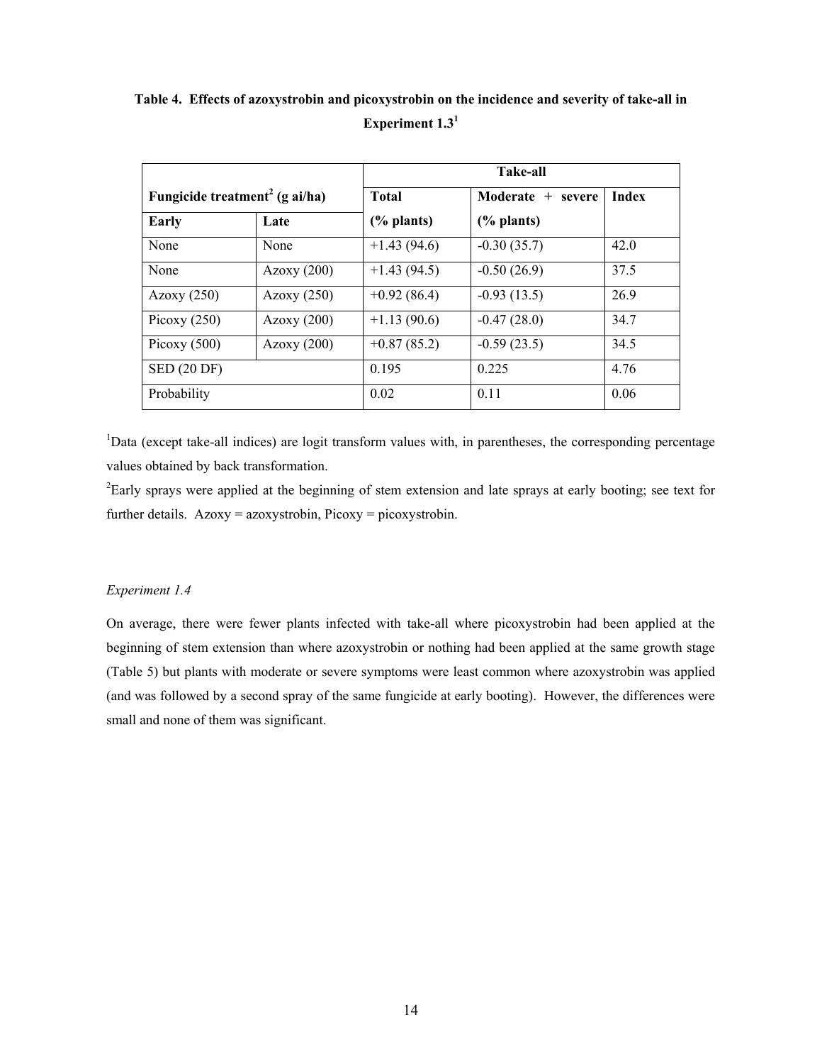**Table 4. Effects of azoxystrobin and picoxystrobin on the incidence and severity of take-all in Experiment 1.3[1]**

| Fungicide treatment[2] (g ai/ha) | | Take-all | | |
|---|---|---|---|---|
| | | Total | Moderate + severe | Index |
| Early | Late | (% plants) | (% plants) | |
| None | None | +1.43 (94.6) | -0.30 (35.7) | 42.0 |
| None | Azoxy (200) | +1.43 (94.5) | -0.50 (26.9) | 37.5 |
| Azoxy (250) | Azoxy (250) | +0.92 (86.4) | -0.93 (13.5) | 26.9 |
| Picoxy (250) | Azoxy (200) | +1.13 (90.6) | -0.47 (28.0) | 34.7 |
| Picoxy (500) | Azoxy (200) | +0.87 (85.2) | -0.59 (23.5) | 34.5 |
| SED (20 DF) | | 0.195 | 0.225 | 4.76 |
| Probability | | 0.02 | 0.11 | 0.06 |

[1]Data (except take-all indices) are logit transform values with, in parentheses, the corresponding percentage values obtained by back transformation.

[2]Early sprays were applied at the beginning of stem extension and late sprays at early booting; see text for further details. Azoxy = azoxystrobin, Picoxy = picoxystrobin.

*Experiment 1.4*

On average, there were fewer plants infected with take-all where picoxystrobin had been applied at the beginning of stem extension than where azoxystrobin or nothing had been applied at the same growth stage (Table 5) but plants with moderate or severe symptoms were least common where azoxystrobin was applied (and was followed by a second spray of the same fungicide at early booting). However, the differences were small and none of them was significant.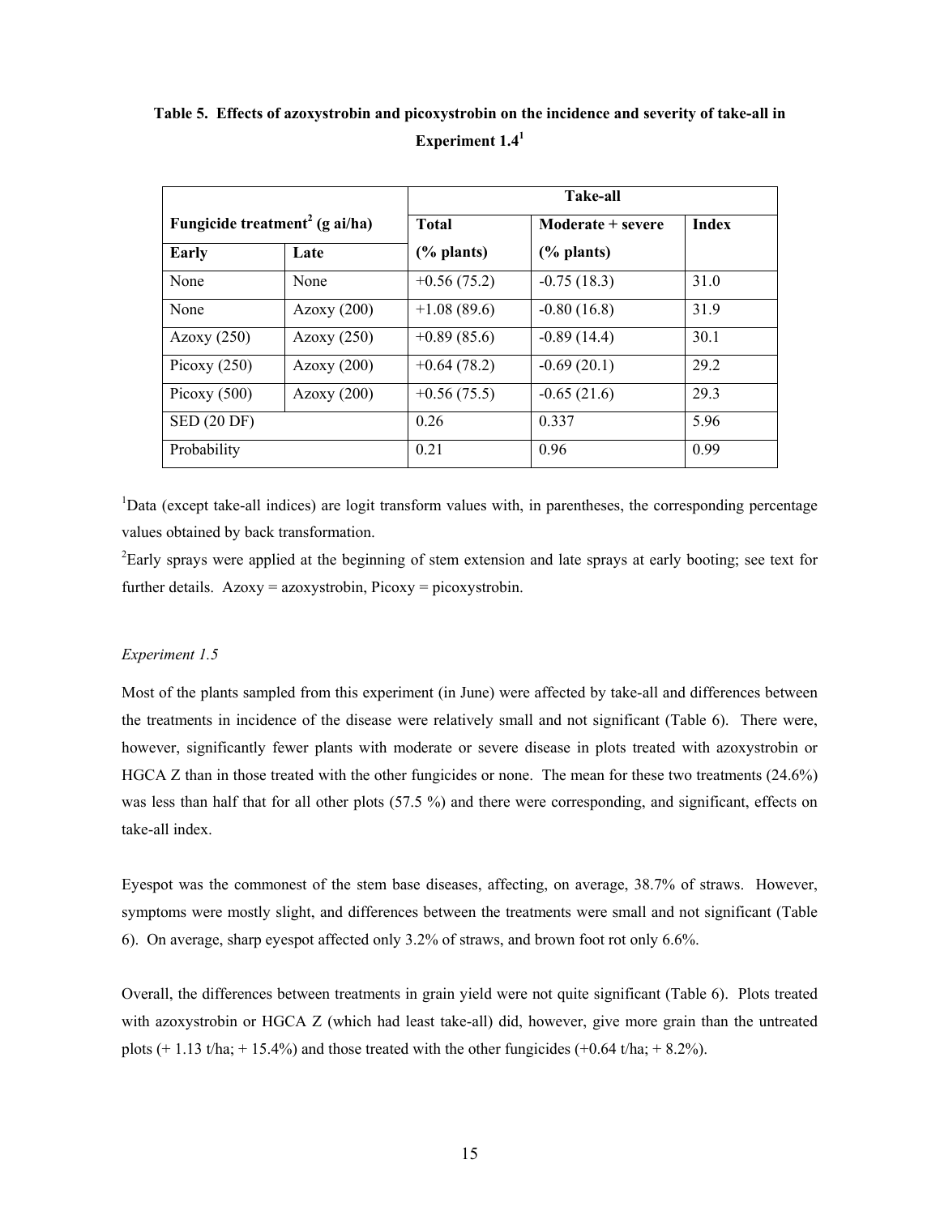**Table 5. Effects of azoxystrobin and picoxystrobin on the incidence and severity of take-all in Experiment 1.4[1]**

| Fungicide treatment[2] (g ai/ha) | | Take-all | | |
|---|---|---|---|---|
| | | Total | Moderate + severe | Index |
| Early | Late | (% plants) | (% plants) | |
| None | None | +0.56 (75.2) | -0.75 (18.3) | 31.0 |
| None | Azoxy (200) | +1.08 (89.6) | -0.80 (16.8) | 31.9 |
| Azoxy (250) | Azoxy (250) | +0.89 (85.6) | -0.89 (14.4) | 30.1 |
| Picoxy (250) | Azoxy (200) | +0.64 (78.2) | -0.69 (20.1) | 29.2 |
| Picoxy (500) | Azoxy (200) | +0.56 (75.5) | -0.65 (21.6) | 29.3 |
| SED (20 DF) | | 0.26 | 0.337 | 5.96 |
| Probability | | 0.21 | 0.96 | 0.99 |

[1]Data (except take-all indices) are logit transform values with, in parentheses, the corresponding percentage values obtained by back transformation.

[2]Early sprays were applied at the beginning of stem extension and late sprays at early booting; see text for further details. Azoxy = azoxystrobin, Picoxy = picoxystrobin.

*Experiment 1.5*

Most of the plants sampled from this experiment (in June) were affected by take-all and differences between the treatments in incidence of the disease were relatively small and not significant (Table 6). There were, however, significantly fewer plants with moderate or severe disease in plots treated with azoxystrobin or HGCA Z than in those treated with the other fungicides or none. The mean for these two treatments (24.6%) was less than half that for all other plots (57.5 %) and there were corresponding, and significant, effects on take-all index.

Eyespot was the commonest of the stem base diseases, affecting, on average, 38.7% of straws. However, symptoms were mostly slight, and differences between the treatments were small and not significant (Table 6). On average, sharp eyespot affected only 3.2% of straws, and brown foot rot only 6.6%.

Overall, the differences between treatments in grain yield were not quite significant (Table 6). Plots treated with azoxystrobin or HGCA Z (which had least take-all) did, however, give more grain than the untreated plots (+ 1.13 t/ha; + 15.4%) and those treated with the other fungicides (+0.64 t/ha; + 8.2%).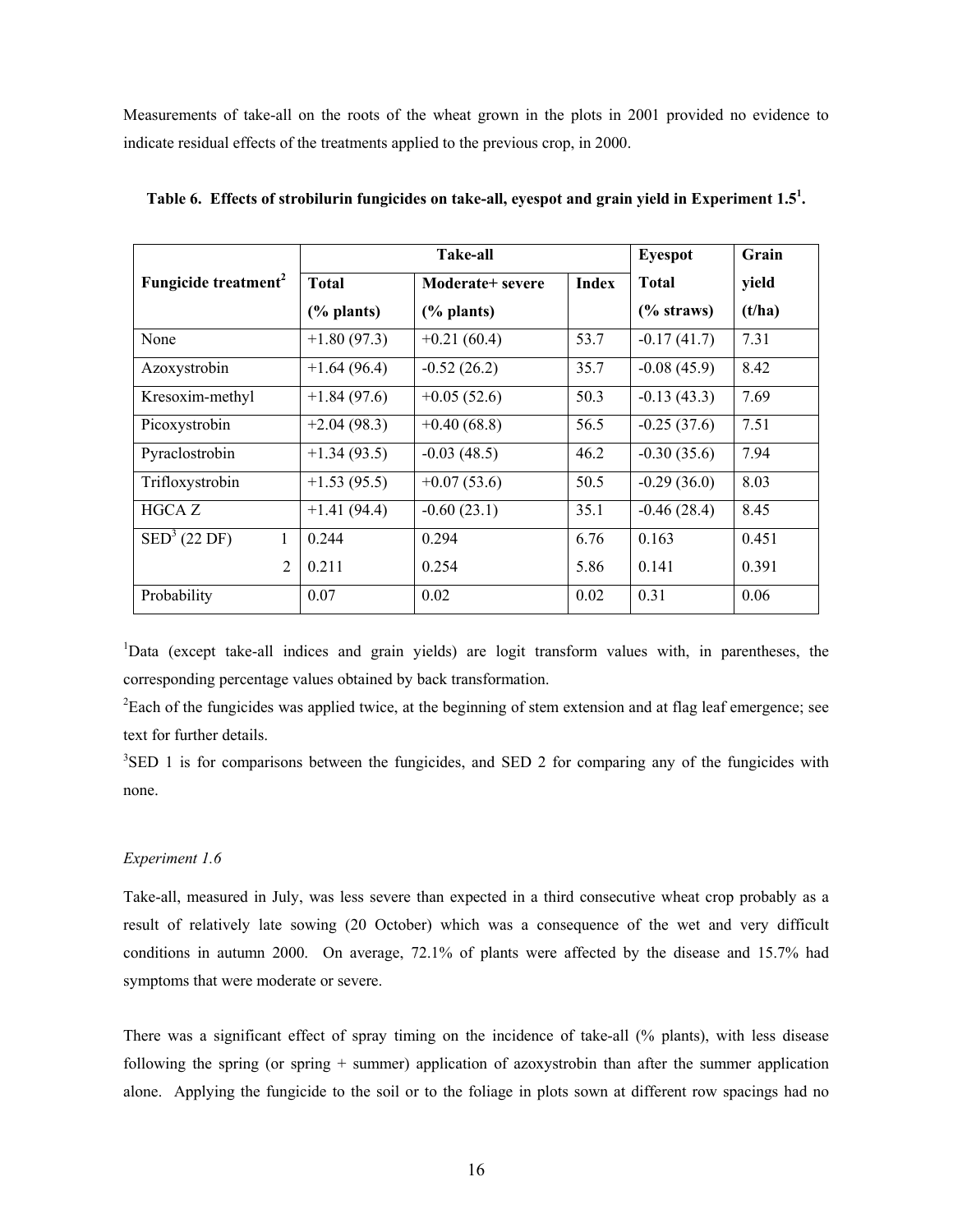Measurements of take-all on the roots of the wheat grown in the plots in 2001 provided no evidence to indicate residual effects of the treatments applied to the previous crop, in 2000.

**Table 6. Effects of strobilurin fungicides on take-all, eyespot and grain yield in Experiment 1.5[1].**

| Fungicide treatment[2] | Take-all | | | Eyespot | Grain |
|---|---|---|---|---|---|
| | Total (% plants) | Moderate+ severe (% plants) | Index | Total (% straws) | yield (t/ha) |
| None | +1.80 (97.3) | +0.21 (60.4) | 53.7 | -0.17 (41.7) | 7.31 |
| Azoxystrobin | +1.64 (96.4) | -0.52 (26.2) | 35.7 | -0.08 (45.9) | 8.42 |
| Kresoxim-methyl | +1.84 (97.6) | +0.05 (52.6) | 50.3 | -0.13 (43.3) | 7.69 |
| Picoxystrobin | +2.04 (98.3) | +0.40 (68.8) | 56.5 | -0.25 (37.6) | 7.51 |
| Pyraclostrobin | +1.34 (93.5) | -0.03 (48.5) | 46.2 | -0.30 (35.6) | 7.94 |
| Trifloxystrobin | +1.53 (95.5) | +0.07 (53.6) | 50.5 | -0.29 (36.0) | 8.03 |
| HGCA Z | +1.41 (94.4) | -0.60 (23.1) | 35.1 | -0.46 (28.4) | 8.45 |
| SED[3] (22 DF) 1 | 0.244 | 0.294 | 6.76 | 0.163 | 0.451 |
| 2 | 0.211 | 0.254 | 5.86 | 0.141 | 0.391 |
| Probability | 0.07 | 0.02 | 0.02 | 0.31 | 0.06 |

[1]Data (except take-all indices and grain yields) are logit transform values with, in parentheses, the corresponding percentage values obtained by back transformation.

[2]Each of the fungicides was applied twice, at the beginning of stem extension and at flag leaf emergence; see text for further details.

[3]SED 1 is for comparisons between the fungicides, and SED 2 for comparing any of the fungicides with none.

*Experiment 1.6*

Take-all, measured in July, was less severe than expected in a third consecutive wheat crop probably as a result of relatively late sowing (20 October) which was a consequence of the wet and very difficult conditions in autumn 2000. On average, 72.1% of plants were affected by the disease and 15.7% had symptoms that were moderate or severe.

There was a significant effect of spray timing on the incidence of take-all (% plants), with less disease following the spring (or spring + summer) application of azoxystrobin than after the summer application alone. Applying the fungicide to the soil or to the foliage in plots sown at different row spacings had no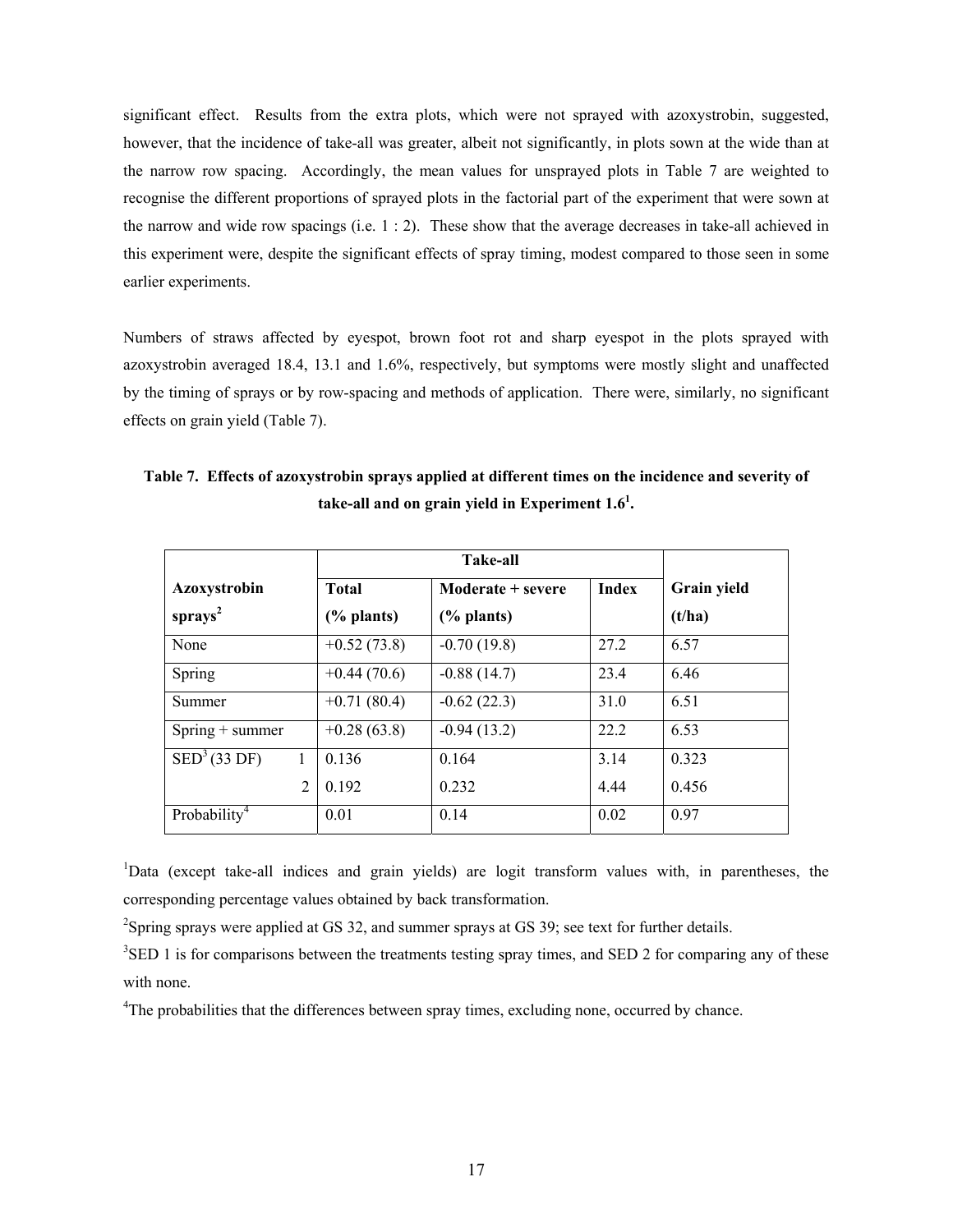significant effect. Results from the extra plots, which were not sprayed with azoxystrobin, suggested, however, that the incidence of take-all was greater, albeit not significantly, in plots sown at the wide than at the narrow row spacing. Accordingly, the mean values for unsprayed plots in Table 7 are weighted to recognise the different proportions of sprayed plots in the factorial part of the experiment that were sown at the narrow and wide row spacings (i.e. 1 : 2). These show that the average decreases in take-all achieved in this experiment were, despite the significant effects of spray timing, modest compared to those seen in some earlier experiments.

Numbers of straws affected by eyespot, brown foot rot and sharp eyespot in the plots sprayed with azoxystrobin averaged 18.4, 13.1 and 1.6%, respectively, but symptoms were mostly slight and unaffected by the timing of sprays or by row-spacing and methods of application. There were, similarly, no significant effects on grain yield (Table 7).

**Table 7. Effects of azoxystrobin sprays applied at different times on the incidence and severity of take-all and on grain yield in Experiment 1.6[1].**

| | Take-all | | | |
|---|---|---|---|---|
| **Azoxystrobin sprays[2]** | **Total (% plants)** | **Moderate + severe (% plants)** | **Index** | **Grain yield (t/ha)** |
| None | +0.52 (73.8) | -0.70 (19.8) | 27.2 | 6.57 |
| Spring | +0.44 (70.6) | -0.88 (14.7) | 23.4 | 6.46 |
| Summer | +0.71 (80.4) | -0.62 (22.3) | 31.0 | 6.51 |
| Spring + summer | +0.28 (63.8) | -0.94 (13.2) | 22.2 | 6.53 |
| SED[3] (33 DF) 1 | 0.136 | 0.164 | 3.14 | 0.323 |
| 2 | 0.192 | 0.232 | 4.44 | 0.456 |
| Probability[4] | 0.01 | 0.14 | 0.02 | 0.97 |

[1]Data (except take-all indices and grain yields) are logit transform values with, in parentheses, the corresponding percentage values obtained by back transformation.

[2]Spring sprays were applied at GS 32, and summer sprays at GS 39; see text for further details.

[3]SED 1 is for comparisons between the treatments testing spray times, and SED 2 for comparing any of these with none.

[4]The probabilities that the differences between spray times, excluding none, occurred by chance.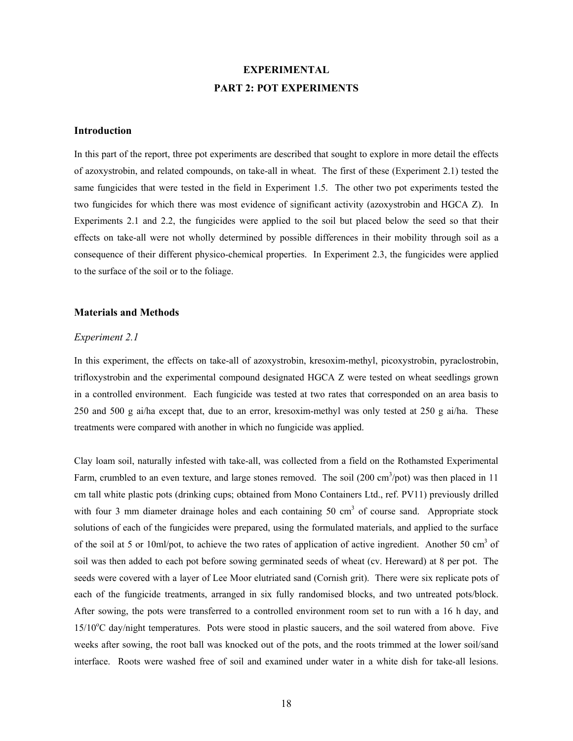# EXPERIMENTAL

## PART 2: POT EXPERIMENTS

### Introduction

In this part of the report, three pot experiments are described that sought to explore in more detail the effects of azoxystrobin, and related compounds, on take-all in wheat. The first of these (Experiment 2.1) tested the same fungicides that were tested in the field in Experiment 1.5. The other two pot experiments tested the two fungicides for which there was most evidence of significant activity (azoxystrobin and HGCA Z). In Experiments 2.1 and 2.2, the fungicides were applied to the soil but placed below the seed so that their effects on take-all were not wholly determined by possible differences in their mobility through soil as a consequence of their different physico-chemical properties. In Experiment 2.3, the fungicides were applied to the surface of the soil or to the foliage.

### Materials and Methods

*Experiment 2.1*

In this experiment, the effects on take-all of azoxystrobin, kresoxim-methyl, picoxystrobin, pyraclostrobin, trifloxystrobin and the experimental compound designated HGCA Z were tested on wheat seedlings grown in a controlled environment. Each fungicide was tested at two rates that corresponded on an area basis to 250 and 500 g ai/ha except that, due to an error, kresoxim-methyl was only tested at 250 g ai/ha. These treatments were compared with another in which no fungicide was applied.

Clay loam soil, naturally infested with take-all, was collected from a field on the Rothamsted Experimental Farm, crumbled to an even texture, and large stones removed. The soil (200 $cm^3$/pot) was then placed in 11 cm tall white plastic pots (drinking cups; obtained from Mono Containers Ltd., ref. PV11) previously drilled with four 3 mm diameter drainage holes and each containing 50 $cm^3$ of course sand. Appropriate stock solutions of each of the fungicides were prepared, using the formulated materials, and applied to the surface of the soil at 5 or 10ml/pot, to achieve the two rates of application of active ingredient. Another 50 $cm^3$ of soil was then added to each pot before sowing germinated seeds of wheat (cv. Hereward) at 8 per pot. The seeds were covered with a layer of Lee Moor elutriated sand (Cornish grit). There were six replicate pots of each of the fungicide treatments, arranged in six fully randomised blocks, and two untreated pots/block. After sowing, the pots were transferred to a controlled environment room set to run with a 16 h day, and 15/10$^{o}$C day/night temperatures. Pots were stood in plastic saucers, and the soil watered from above. Five weeks after sowing, the root ball was knocked out of the pots, and the roots trimmed at the lower soil/sand interface. Roots were washed free of soil and examined under water in a white dish for take-all lesions.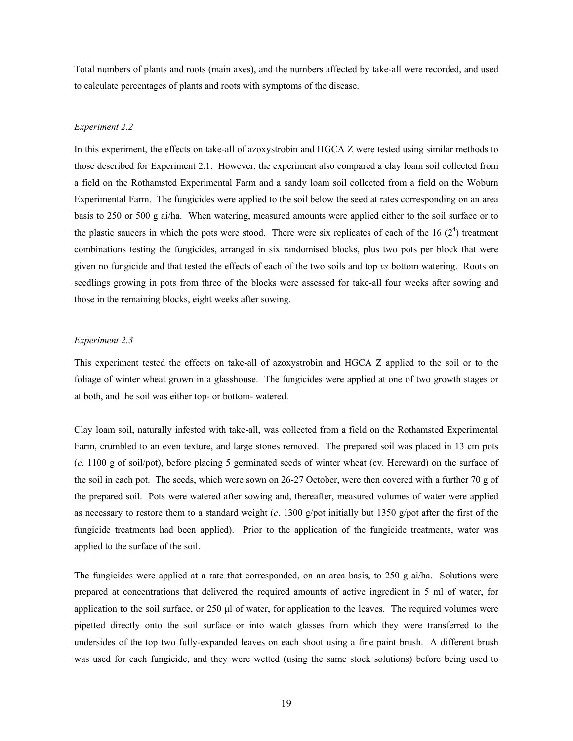Total numbers of plants and roots (main axes), and the numbers affected by take-all were recorded, and used to calculate percentages of plants and roots with symptoms of the disease.

*Experiment 2.2*

In this experiment, the effects on take-all of azoxystrobin and HGCA Z were tested using similar methods to those described for Experiment 2.1. However, the experiment also compared a clay loam soil collected from a field on the Rothamsted Experimental Farm and a sandy loam soil collected from a field on the Woburn Experimental Farm. The fungicides were applied to the soil below the seed at rates corresponding on an area basis to 250 or 500 g ai/ha. When watering, measured amounts were applied either to the soil surface or to the plastic saucers in which the pots were stood. There were six replicates of each of the 16 ($2^4$) treatment combinations testing the fungicides, arranged in six randomised blocks, plus two pots per block that were given no fungicide and that tested the effects of each of the two soils and top *vs* bottom watering. Roots on seedlings growing in pots from three of the blocks were assessed for take-all four weeks after sowing and those in the remaining blocks, eight weeks after sowing.

*Experiment 2.3*

This experiment tested the effects on take-all of azoxystrobin and HGCA Z applied to the soil or to the foliage of winter wheat grown in a glasshouse. The fungicides were applied at one of two growth stages or at both, and the soil was either top- or bottom- watered.

Clay loam soil, naturally infested with take-all, was collected from a field on the Rothamsted Experimental Farm, crumbled to an even texture, and large stones removed. The prepared soil was placed in 13 cm pots (*c*. 1100 g of soil/pot), before placing 5 germinated seeds of winter wheat (cv. Hereward) on the surface of the soil in each pot. The seeds, which were sown on 26-27 October, were then covered with a further 70 g of the prepared soil. Pots were watered after sowing and, thereafter, measured volumes of water were applied as necessary to restore them to a standard weight (*c*. 1300 g/pot initially but 1350 g/pot after the first of the fungicide treatments had been applied). Prior to the application of the fungicide treatments, water was applied to the surface of the soil.

The fungicides were applied at a rate that corresponded, on an area basis, to 250 g ai/ha. Solutions were prepared at concentrations that delivered the required amounts of active ingredient in 5 ml of water, for application to the soil surface, or 250 µl of water, for application to the leaves. The required volumes were pipetted directly onto the soil surface or into watch glasses from which they were transferred to the undersides of the top two fully-expanded leaves on each shoot using a fine paint brush. A different brush was used for each fungicide, and they were wetted (using the same stock solutions) before being used to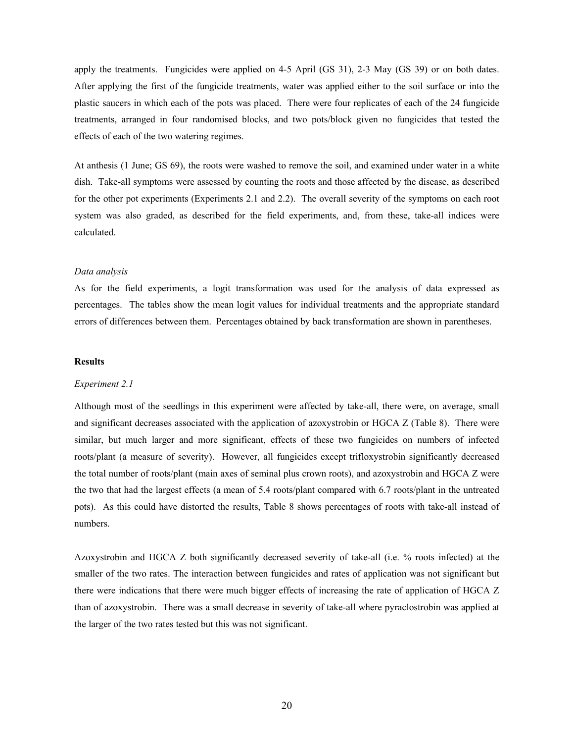apply the treatments. Fungicides were applied on 4-5 April (GS 31), 2-3 May (GS 39) or on both dates. After applying the first of the fungicide treatments, water was applied either to the soil surface or into the plastic saucers in which each of the pots was placed. There were four replicates of each of the 24 fungicide treatments, arranged in four randomised blocks, and two pots/block given no fungicides that tested the effects of each of the two watering regimes.

At anthesis (1 June; GS 69), the roots were washed to remove the soil, and examined under water in a white dish. Take-all symptoms were assessed by counting the roots and those affected by the disease, as described for the other pot experiments (Experiments 2.1 and 2.2). The overall severity of the symptoms on each root system was also graded, as described for the field experiments, and, from these, take-all indices were calculated.

*Data analysis*

As for the field experiments, a logit transformation was used for the analysis of data expressed as percentages. The tables show the mean logit values for individual treatments and the appropriate standard errors of differences between them. Percentages obtained by back transformation are shown in parentheses.

**Results**

*Experiment 2.1*

Although most of the seedlings in this experiment were affected by take-all, there were, on average, small and significant decreases associated with the application of azoxystrobin or HGCA Z (Table 8). There were similar, but much larger and more significant, effects of these two fungicides on numbers of infected roots/plant (a measure of severity). However, all fungicides except trifloxystrobin significantly decreased the total number of roots/plant (main axes of seminal plus crown roots), and azoxystrobin and HGCA Z were the two that had the largest effects (a mean of 5.4 roots/plant compared with 6.7 roots/plant in the untreated pots). As this could have distorted the results, Table 8 shows percentages of roots with take-all instead of numbers.

Azoxystrobin and HGCA Z both significantly decreased severity of take-all (i.e. % roots infected) at the smaller of the two rates. The interaction between fungicides and rates of application was not significant but there were indications that there were much bigger effects of increasing the rate of application of HGCA Z than of azoxystrobin. There was a small decrease in severity of take-all where pyraclostrobin was applied at the larger of the two rates tested but this was not significant.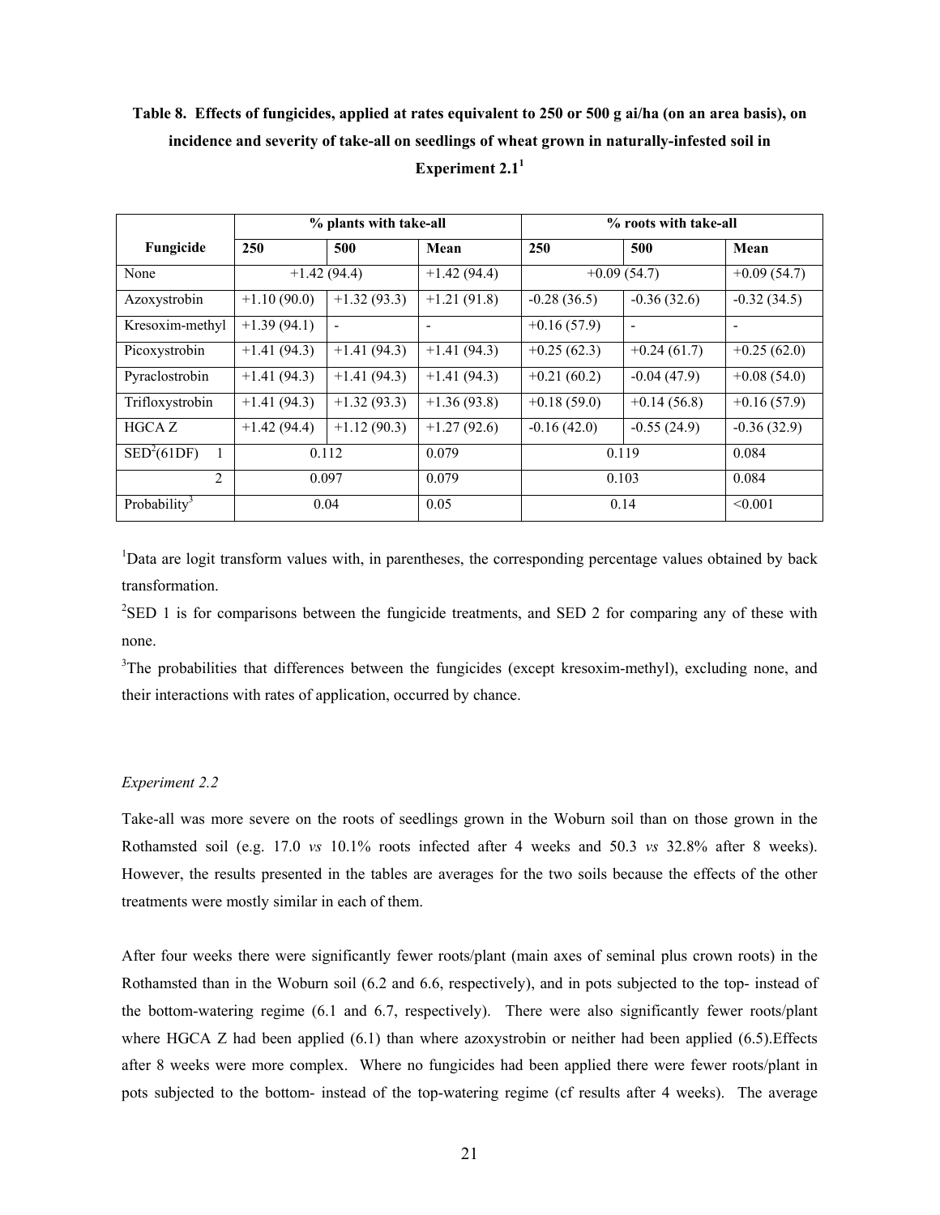**Table 8. Effects of fungicides, applied at rates equivalent to 250 or 500 g ai/ha (on an area basis), on incidence and severity of take-all on seedlings of wheat grown in naturally-infested soil in Experiment 2.1[1]**

| Fungicide | % plants with take-all | | | % roots with take-all | | |
|---|---|---|---|---|---|---|
| | 250 | 500 | Mean | 250 | 500 | Mean |
| None | +1.42 (94.4) | | +1.42 (94.4) | +0.09 (54.7) | | +0.09 (54.7) |
| Azoxystrobin | +1.10 (90.0) | +1.32 (93.3) | +1.21 (91.8) | -0.28 (36.5) | -0.36 (32.6) | -0.32 (34.5) |
| Kresoxim-methyl | +1.39 (94.1) | - | - | +0.16 (57.9) | - | - |
| Picoxystrobin | +1.41 (94.3) | +1.41 (94.3) | +1.41 (94.3) | +0.25 (62.3) | +0.24 (61.7) | +0.25 (62.0) |
| Pyraclostrobin | +1.41 (94.3) | +1.41 (94.3) | +1.41 (94.3) | +0.21 (60.2) | -0.04 (47.9) | +0.08 (54.0) |
| Trifloxystrobin | +1.41 (94.3) | +1.32 (93.3) | +1.36 (93.8) | +0.18 (59.0) | +0.14 (56.8) | +0.16 (57.9) |
| HGCA Z | +1.42 (94.4) | +1.12 (90.3) | +1.27 (92.6) | -0.16 (42.0) | -0.55 (24.9) | -0.36 (32.9) |
| SED[2](61DF) 1 | 0.112 | | 0.079 | 0.119 | | 0.084 |
| 2 | 0.097 | | 0.079 | 0.103 | | 0.084 |
| Probability[3] | 0.04 | | 0.05 | 0.14 | | <0.001 |

[1]Data are logit transform values with, in parentheses, the corresponding percentage values obtained by back transformation.

[2]SED 1 is for comparisons between the fungicide treatments, and SED 2 for comparing any of these with none.

[3]The probabilities that differences between the fungicides (except kresoxim-methyl), excluding none, and their interactions with rates of application, occurred by chance.

*Experiment 2.2*

Take-all was more severe on the roots of seedlings grown in the Woburn soil than on those grown in the Rothamsted soil (e.g. 17.0 *vs* 10.1% roots infected after 4 weeks and 50.3 *vs* 32.8% after 8 weeks). However, the results presented in the tables are averages for the two soils because the effects of the other treatments were mostly similar in each of them.

After four weeks there were significantly fewer roots/plant (main axes of seminal plus crown roots) in the Rothamsted than in the Woburn soil (6.2 and 6.6, respectively), and in pots subjected to the top- instead of the bottom-watering regime (6.1 and 6.7, respectively). There were also significantly fewer roots/plant where HGCA Z had been applied (6.1) than where azoxystrobin or neither had been applied (6.5).Effects after 8 weeks were more complex. Where no fungicides had been applied there were fewer roots/plant in pots subjected to the bottom- instead of the top-watering regime (cf results after 4 weeks). The average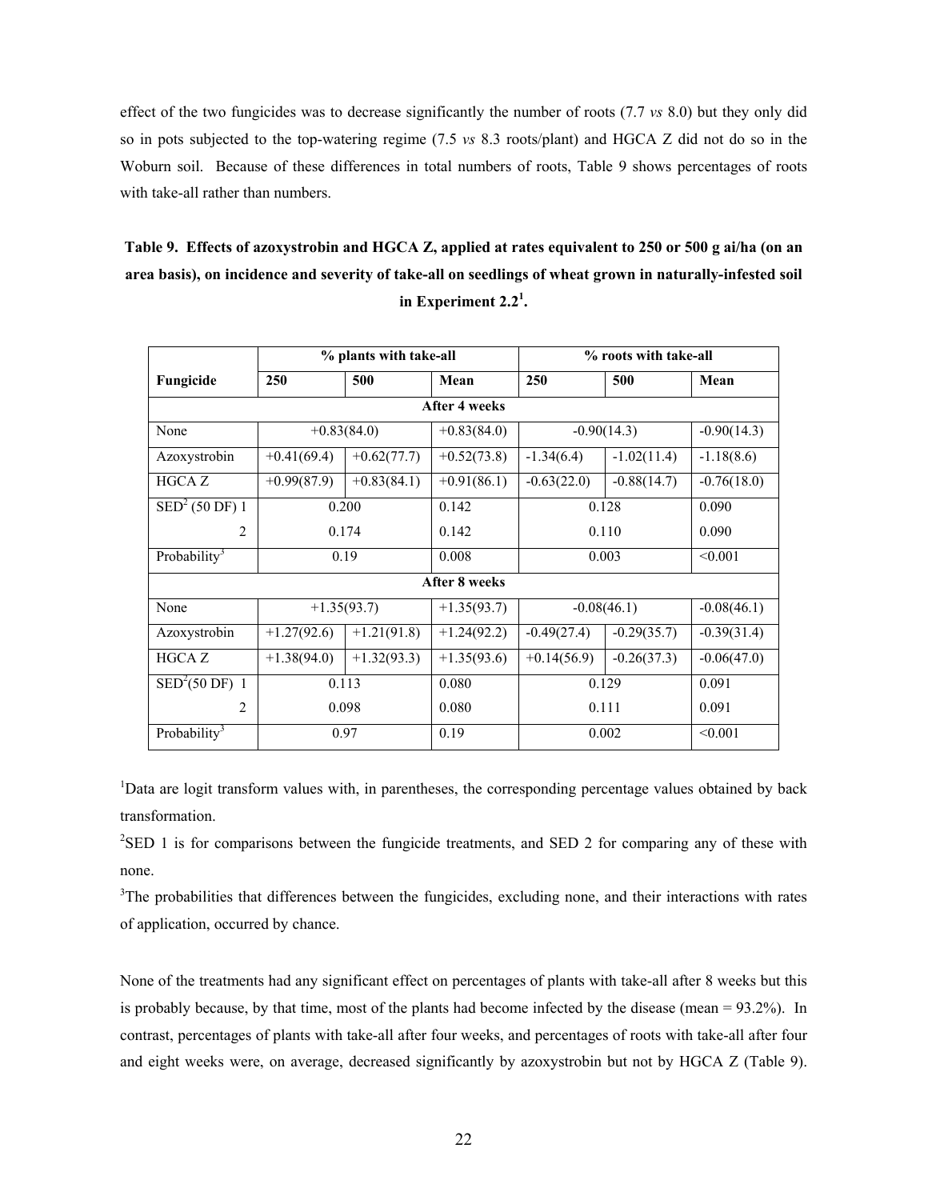effect of the two fungicides was to decrease significantly the number of roots (7.7 *vs* 8.0) but they only did so in pots subjected to the top-watering regime (7.5 *vs* 8.3 roots/plant) and HGCA Z did not do so in the Woburn soil. Because of these differences in total numbers of roots, Table 9 shows percentages of roots with take-all rather than numbers.

**Table 9. Effects of azoxystrobin and HGCA Z, applied at rates equivalent to 250 or 500 g ai/ha (on an area basis), on incidence and severity of take-all on seedlings of wheat grown in naturally-infested soil in Experiment 2.2[1].**

| | % plants with take-all | | | % roots with take-all | | |
|---|---|---|---|---|---|---|
| **Fungicide** | **250** | **500** | **Mean** | **250** | **500** | **Mean** |
| | | | **After 4 weeks** | | | |
| None | +0.83(84.0) | | +0.83(84.0) | -0.90(14.3) | | -0.90(14.3) |
| Azoxystrobin | +0.41(69.4) | +0.62(77.7) | +0.52(73.8) | -1.34(6.4) | -1.02(11.4) | -1.18(8.6) |
| HGCA Z | +0.99(87.9) | +0.83(84.1) | +0.91(86.1) | -0.63(22.0) | -0.88(14.7) | -0.76(18.0) |
| SED[2] (50 DF) 1 | 0.200 | | 0.142 | 0.128 | | 0.090 |
| 2 | 0.174 | | 0.142 | 0.110 | | 0.090 |
| Probability[3] | 0.19 | | 0.008 | 0.003 | | <0.001 |
| | | | **After 8 weeks** | | | |
| None | +1.35(93.7) | | +1.35(93.7) | -0.08(46.1) | | -0.08(46.1) |
| Azoxystrobin | +1.27(92.6) | +1.21(91.8) | +1.24(92.2) | -0.49(27.4) | -0.29(35.7) | -0.39(31.4) |
| HGCA Z | +1.38(94.0) | +1.32(93.3) | +1.35(93.6) | +0.14(56.9) | -0.26(37.3) | -0.06(47.0) |
| SED[2] (50 DF) 1 | 0.113 | | 0.080 | 0.129 | | 0.091 |
| 2 | 0.098 | | 0.080 | 0.111 | | 0.091 |
| Probability[3] | 0.97 | | 0.19 | 0.002 | | <0.001 |

[1]Data are logit transform values with, in parentheses, the corresponding percentage values obtained by back transformation.

[2]SED 1 is for comparisons between the fungicide treatments, and SED 2 for comparing any of these with none.

[3]The probabilities that differences between the fungicides, excluding none, and their interactions with rates of application, occurred by chance.

None of the treatments had any significant effect on percentages of plants with take-all after 8 weeks but this is probably because, by that time, most of the plants had become infected by the disease (mean = 93.2%). In contrast, percentages of plants with take-all after four weeks, and percentages of roots with take-all after four and eight weeks were, on average, decreased significantly by azoxystrobin but not by HGCA Z (Table 9).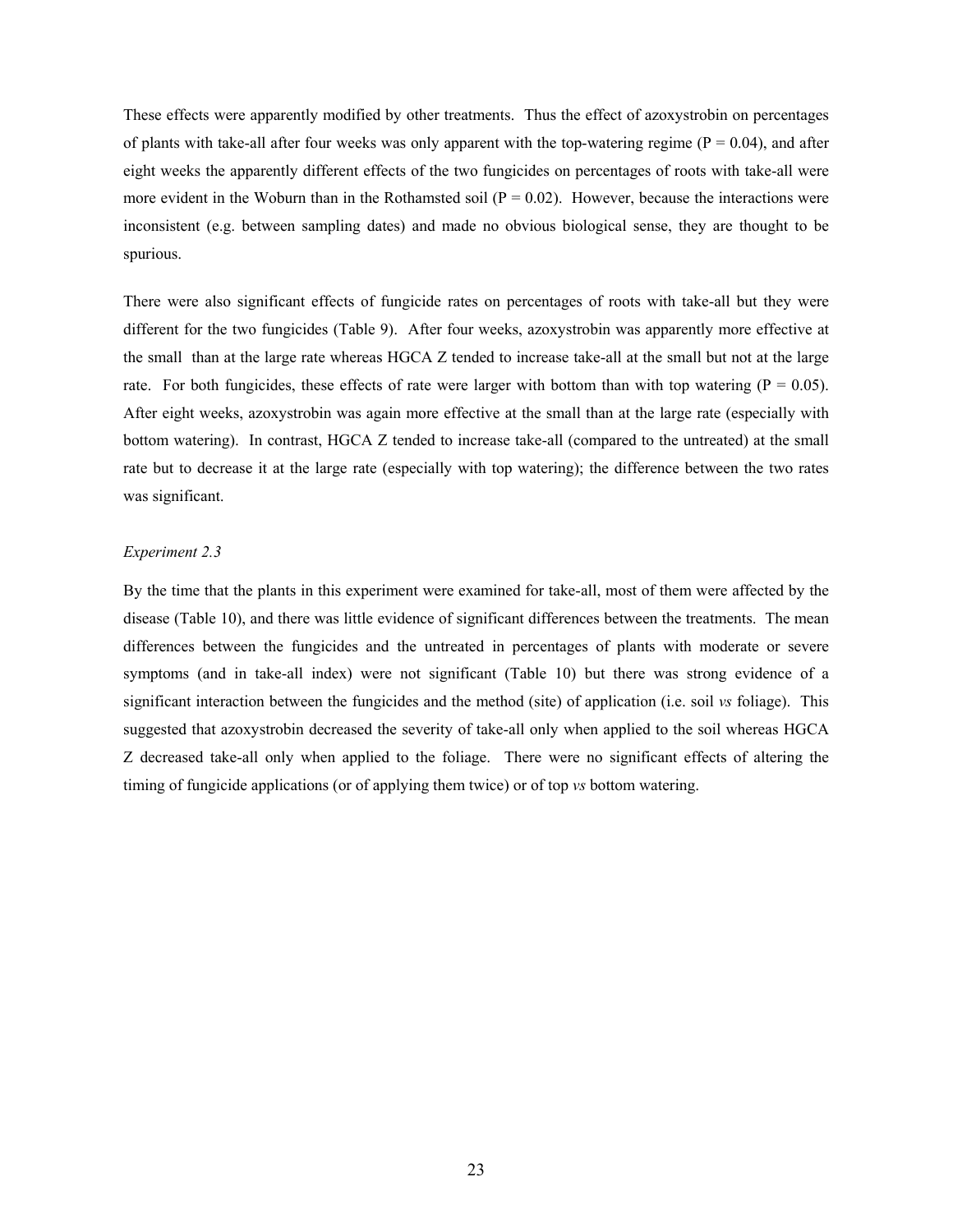These effects were apparently modified by other treatments. Thus the effect of azoxystrobin on percentages of plants with take-all after four weeks was only apparent with the top-watering regime ($P = 0.04$), and after eight weeks the apparently different effects of the two fungicides on percentages of roots with take-all were more evident in the Woburn than in the Rothamsted soil ($P = 0.02$). However, because the interactions were inconsistent (e.g. between sampling dates) and made no obvious biological sense, they are thought to be spurious.

There were also significant effects of fungicide rates on percentages of roots with take-all but they were different for the two fungicides (Table 9). After four weeks, azoxystrobin was apparently more effective at the small than at the large rate whereas HGCA Z tended to increase take-all at the small but not at the large rate. For both fungicides, these effects of rate were larger with bottom than with top watering ($P = 0.05$). After eight weeks, azoxystrobin was again more effective at the small than at the large rate (especially with bottom watering). In contrast, HGCA Z tended to increase take-all (compared to the untreated) at the small rate but to decrease it at the large rate (especially with top watering); the difference between the two rates was significant.

*Experiment 2.3*

By the time that the plants in this experiment were examined for take-all, most of them were affected by the disease (Table 10), and there was little evidence of significant differences between the treatments. The mean differences between the fungicides and the untreated in percentages of plants with moderate or severe symptoms (and in take-all index) were not significant (Table 10) but there was strong evidence of a significant interaction between the fungicides and the method (site) of application (i.e. soil *vs* foliage). This suggested that azoxystrobin decreased the severity of take-all only when applied to the soil whereas HGCA Z decreased take-all only when applied to the foliage. There were no significant effects of altering the timing of fungicide applications (or of applying them twice) or of top *vs* bottom watering.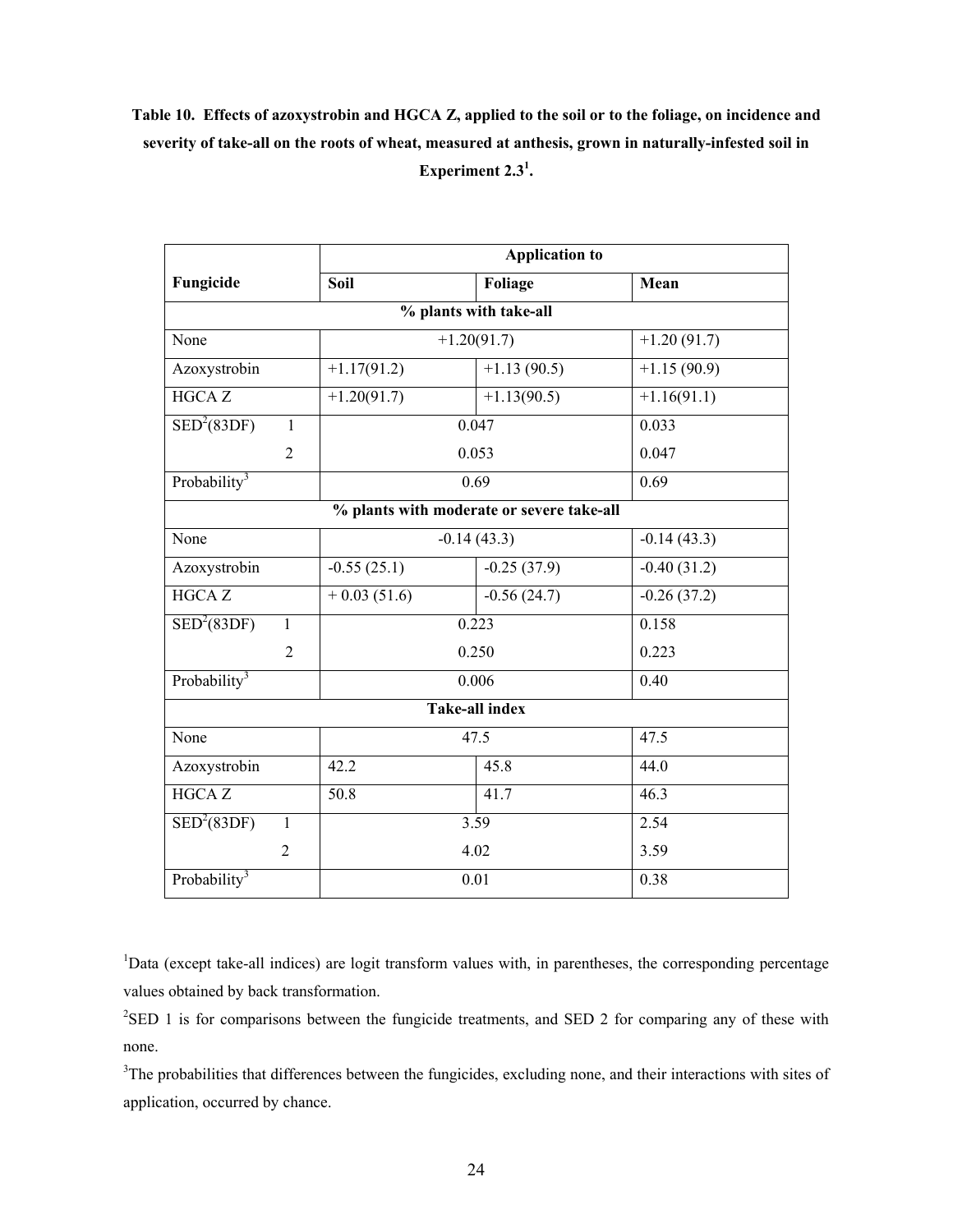**Table 10. Effects of azoxystrobin and HGCA Z, applied to the soil or to the foliage, on incidence and severity of take-all on the roots of wheat, measured at anthesis, grown in naturally-infested soil in Experiment 2.3[1].**

| Fungicide | | Application to | | |
|---|---|---|---|---|
| | | Soil | Foliage | Mean |
| **% plants with take-all** | | | | |
| None | | +1.20(91.7) | | +1.20 (91.7) |
| Azoxystrobin | | +1.17(91.2) | +1.13 (90.5) | +1.15 (90.9) |
| HGCA Z | | +1.20(91.7) | +1.13(90.5) | +1.16(91.1) |
| SED[2](83DF) | 1 | 0.047 | | 0.033 |
| | 2 | 0.053 | | 0.047 |
| Probability[3] | | 0.69 | | 0.69 |
| **% plants with moderate or severe take-all** | | | | |
| None | | -0.14 (43.3) | | -0.14 (43.3) |
| Azoxystrobin | | -0.55 (25.1) | -0.25 (37.9) | -0.40 (31.2) |
| HGCA Z | | + 0.03 (51.6) | -0.56 (24.7) | -0.26 (37.2) |
| SED[2](83DF) | 1 | 0.223 | | 0.158 |
| | 2 | 0.250 | | 0.223 |
| Probability[3] | | 0.006 | | 0.40 |
| **Take-all index** | | | | |
| None | | 47.5 | | 47.5 |
| Azoxystrobin | | 42.2 | 45.8 | 44.0 |
| HGCA Z | | 50.8 | 41.7 | 46.3 |
| SED[2](83DF) | 1 | 3.59 | | 2.54 |
| | 2 | 4.02 | | 3.59 |
| Probability[3] | | 0.01 | | 0.38 |

[1]Data (except take-all indices) are logit transform values with, in parentheses, the corresponding percentage values obtained by back transformation.

[2]SED 1 is for comparisons between the fungicide treatments, and SED 2 for comparing any of these with none.

[3]The probabilities that differences between the fungicides, excluding none, and their interactions with sites of application, occurred by chance.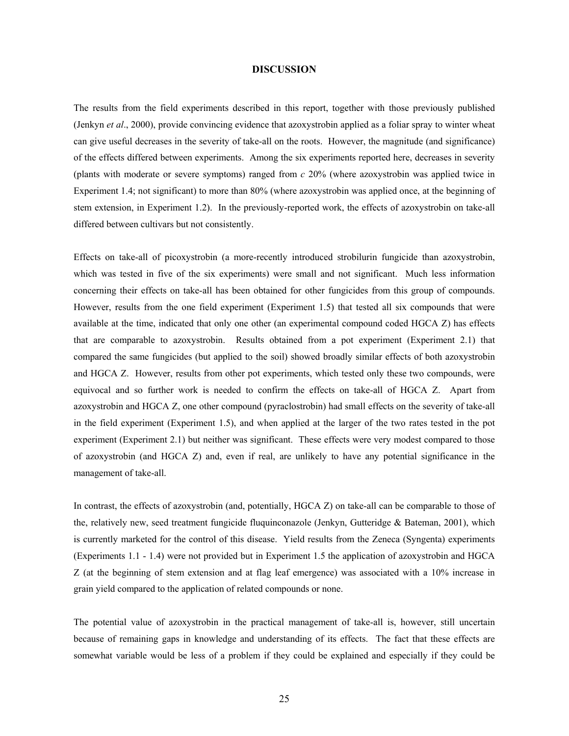# DISCUSSION

The results from the field experiments described in this report, together with those previously published (Jenkyn *et al*., 2000), provide convincing evidence that azoxystrobin applied as a foliar spray to winter wheat can give useful decreases in the severity of take-all on the roots. However, the magnitude (and significance) of the effects differed between experiments. Among the six experiments reported here, decreases in severity (plants with moderate or severe symptoms) ranged from *c* 20% (where azoxystrobin was applied twice in Experiment 1.4; not significant) to more than 80% (where azoxystrobin was applied once, at the beginning of stem extension, in Experiment 1.2). In the previously-reported work, the effects of azoxystrobin on take-all differed between cultivars but not consistently.

Effects on take-all of picoxystrobin (a more-recently introduced strobilurin fungicide than azoxystrobin, which was tested in five of the six experiments) were small and not significant. Much less information concerning their effects on take-all has been obtained for other fungicides from this group of compounds. However, results from the one field experiment (Experiment 1.5) that tested all six compounds that were available at the time, indicated that only one other (an experimental compound coded HGCA Z) has effects that are comparable to azoxystrobin. Results obtained from a pot experiment (Experiment 2.1) that compared the same fungicides (but applied to the soil) showed broadly similar effects of both azoxystrobin and HGCA Z. However, results from other pot experiments, which tested only these two compounds, were equivocal and so further work is needed to confirm the effects on take-all of HGCA Z. Apart from azoxystrobin and HGCA Z, one other compound (pyraclostrobin) had small effects on the severity of take-all in the field experiment (Experiment 1.5), and when applied at the larger of the two rates tested in the pot experiment (Experiment 2.1) but neither was significant. These effects were very modest compared to those of azoxystrobin (and HGCA Z) and, even if real, are unlikely to have any potential significance in the management of take-all.

In contrast, the effects of azoxystrobin (and, potentially, HGCA Z) on take-all can be comparable to those of the, relatively new, seed treatment fungicide fluquinconazole (Jenkyn, Gutteridge & Bateman, 2001), which is currently marketed for the control of this disease. Yield results from the Zeneca (Syngenta) experiments (Experiments 1.1 - 1.4) were not provided but in Experiment 1.5 the application of azoxystrobin and HGCA Z (at the beginning of stem extension and at flag leaf emergence) was associated with a 10% increase in grain yield compared to the application of related compounds or none.

The potential value of azoxystrobin in the practical management of take-all is, however, still uncertain because of remaining gaps in knowledge and understanding of its effects. The fact that these effects are somewhat variable would be less of a problem if they could be explained and especially if they could be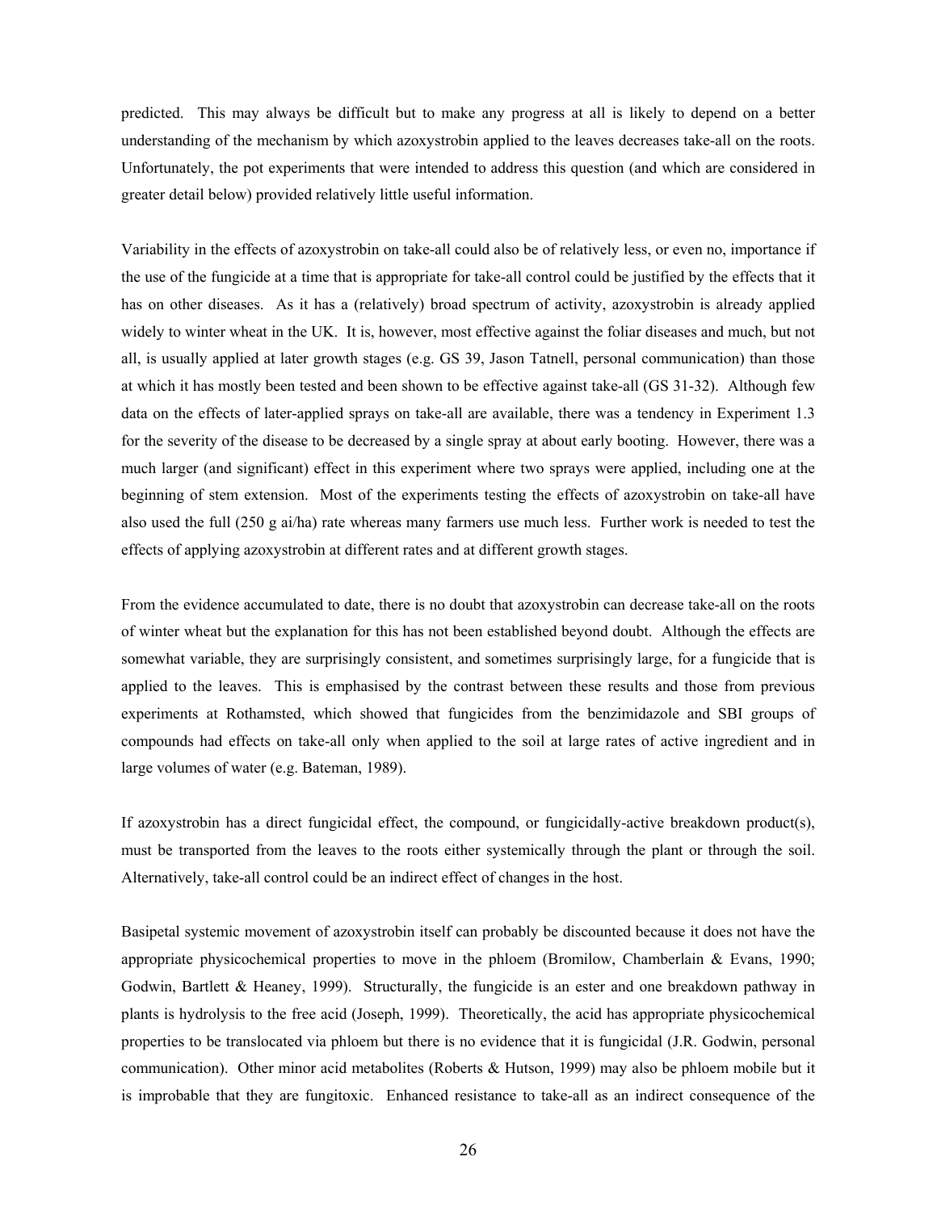predicted. This may always be difficult but to make any progress at all is likely to depend on a better understanding of the mechanism by which azoxystrobin applied to the leaves decreases take-all on the roots. Unfortunately, the pot experiments that were intended to address this question (and which are considered in greater detail below) provided relatively little useful information.

Variability in the effects of azoxystrobin on take-all could also be of relatively less, or even no, importance if the use of the fungicide at a time that is appropriate for take-all control could be justified by the effects that it has on other diseases. As it has a (relatively) broad spectrum of activity, azoxystrobin is already applied widely to winter wheat in the UK. It is, however, most effective against the foliar diseases and much, but not all, is usually applied at later growth stages (e.g. GS 39, Jason Tatnell, personal communication) than those at which it has mostly been tested and been shown to be effective against take-all (GS 31-32). Although few data on the effects of later-applied sprays on take-all are available, there was a tendency in Experiment 1.3 for the severity of the disease to be decreased by a single spray at about early booting. However, there was a much larger (and significant) effect in this experiment where two sprays were applied, including one at the beginning of stem extension. Most of the experiments testing the effects of azoxystrobin on take-all have also used the full (250 g ai/ha) rate whereas many farmers use much less. Further work is needed to test the effects of applying azoxystrobin at different rates and at different growth stages.

From the evidence accumulated to date, there is no doubt that azoxystrobin can decrease take-all on the roots of winter wheat but the explanation for this has not been established beyond doubt. Although the effects are somewhat variable, they are surprisingly consistent, and sometimes surprisingly large, for a fungicide that is applied to the leaves. This is emphasised by the contrast between these results and those from previous experiments at Rothamsted, which showed that fungicides from the benzimidazole and SBI groups of compounds had effects on take-all only when applied to the soil at large rates of active ingredient and in large volumes of water (e.g. Bateman, 1989).

If azoxystrobin has a direct fungicidal effect, the compound, or fungicidally-active breakdown product(s), must be transported from the leaves to the roots either systemically through the plant or through the soil. Alternatively, take-all control could be an indirect effect of changes in the host.

Basipetal systemic movement of azoxystrobin itself can probably be discounted because it does not have the appropriate physicochemical properties to move in the phloem (Bromilow, Chamberlain & Evans, 1990; Godwin, Bartlett & Heaney, 1999). Structurally, the fungicide is an ester and one breakdown pathway in plants is hydrolysis to the free acid (Joseph, 1999). Theoretically, the acid has appropriate physicochemical properties to be translocated via phloem but there is no evidence that it is fungicidal (J.R. Godwin, personal communication). Other minor acid metabolites (Roberts & Hutson, 1999) may also be phloem mobile but it is improbable that they are fungitoxic. Enhanced resistance to take-all as an indirect consequence of the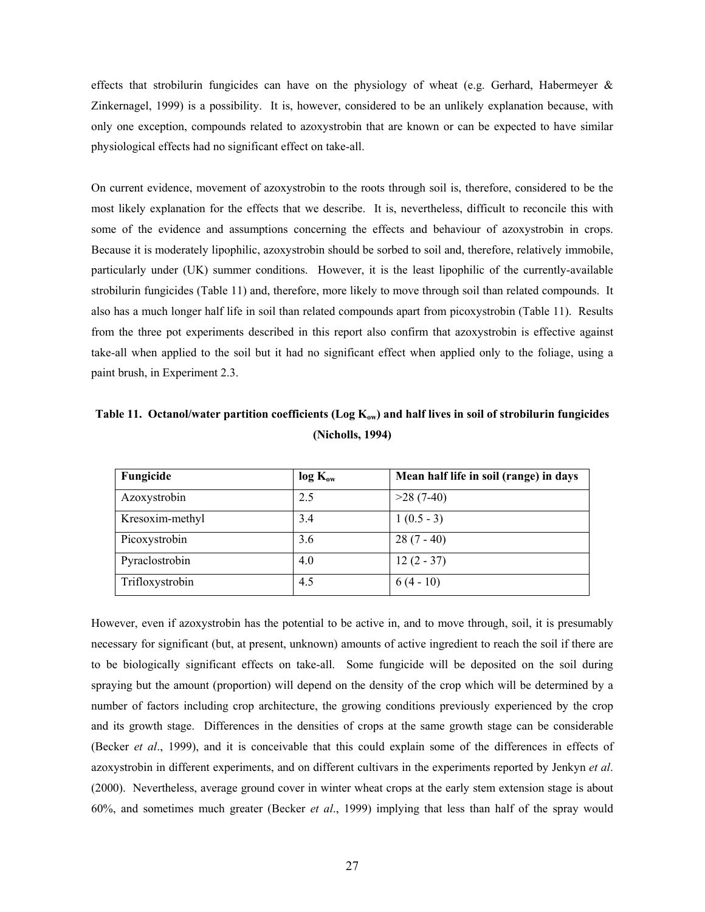effects that strobilurin fungicides can have on the physiology of wheat (e.g. Gerhard, Habermeyer & Zinkernagel, 1999) is a possibility. It is, however, considered to be an unlikely explanation because, with only one exception, compounds related to azoxystrobin that are known or can be expected to have similar physiological effects had no significant effect on take-all.

On current evidence, movement of azoxystrobin to the roots through soil is, therefore, considered to be the most likely explanation for the effects that we describe. It is, nevertheless, difficult to reconcile this with some of the evidence and assumptions concerning the effects and behaviour of azoxystrobin in crops. Because it is moderately lipophilic, azoxystrobin should be sorbed to soil and, therefore, relatively immobile, particularly under (UK) summer conditions. However, it is the least lipophilic of the currently-available strobilurin fungicides (Table 11) and, therefore, more likely to move through soil than related compounds. It also has a much longer half life in soil than related compounds apart from picoxystrobin (Table 11). Results from the three pot experiments described in this report also confirm that azoxystrobin is effective against take-all when applied to the soil but it had no significant effect when applied only to the foliage, using a paint brush, in Experiment 2.3.

**Table 11. Octanol/water partition coefficients (Log $K_{ow}$) and half lives in soil of strobilurin fungicides (Nicholls, 1994)**

| Fungicide | log $K_{ow}$ | Mean half life in soil (range) in days |
|---|---|---|
| Azoxystrobin | 2.5 | >28 (7-40) |
| Kresoxim-methyl | 3.4 | 1 (0.5 - 3) |
| Picoxystrobin | 3.6 | 28 (7 - 40) |
| Pyraclostrobin | 4.0 | 12 (2 - 37) |
| Trifloxystrobin | 4.5 | 6 (4 - 10) |

However, even if azoxystrobin has the potential to be active in, and to move through, soil, it is presumably necessary for significant (but, at present, unknown) amounts of active ingredient to reach the soil if there are to be biologically significant effects on take-all. Some fungicide will be deposited on the soil during spraying but the amount (proportion) will depend on the density of the crop which will be determined by a number of factors including crop architecture, the growing conditions previously experienced by the crop and its growth stage. Differences in the densities of crops at the same growth stage can be considerable (Becker *et al*., 1999), and it is conceivable that this could explain some of the differences in effects of azoxystrobin in different experiments, and on different cultivars in the experiments reported by Jenkyn *et al*. (2000). Nevertheless, average ground cover in winter wheat crops at the early stem extension stage is about 60%, and sometimes much greater (Becker *et al*., 1999) implying that less than half of the spray would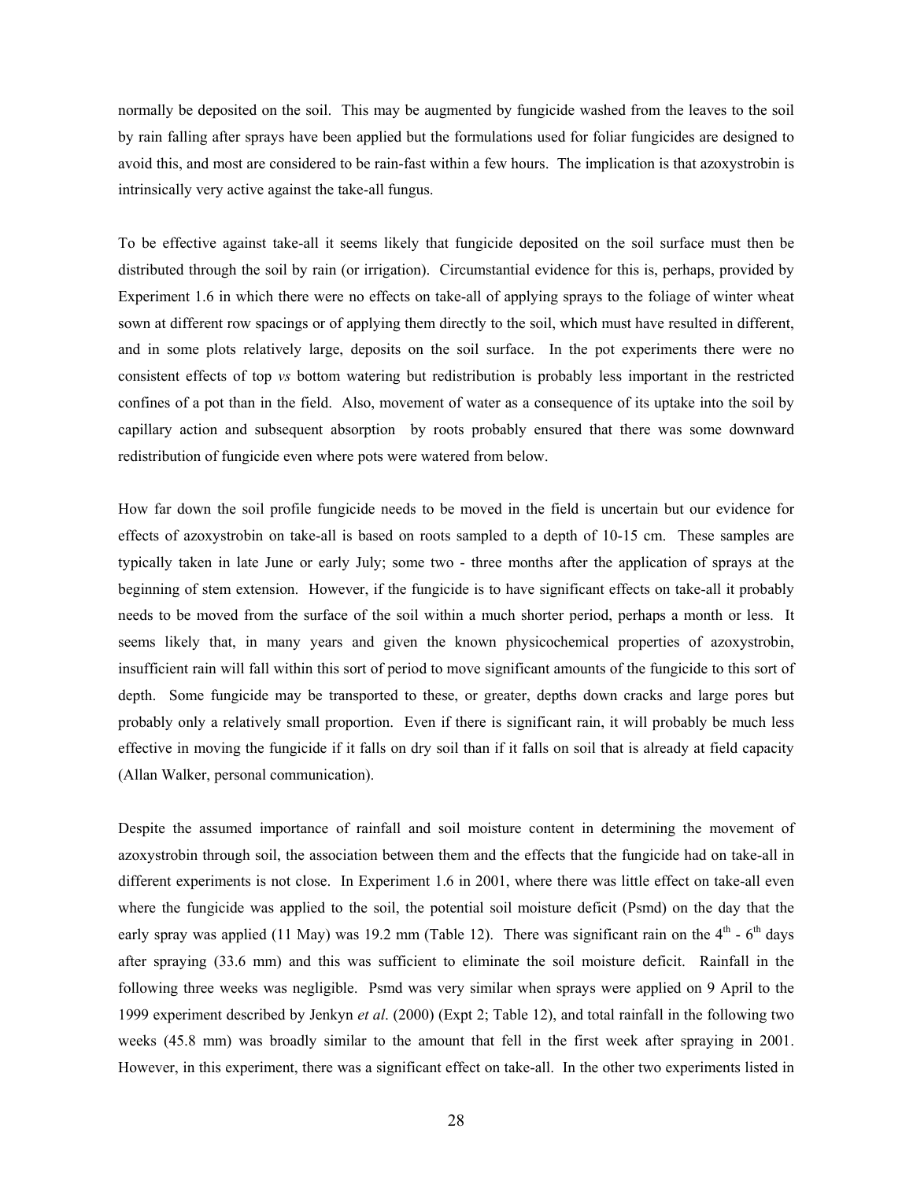normally be deposited on the soil. This may be augmented by fungicide washed from the leaves to the soil by rain falling after sprays have been applied but the formulations used for foliar fungicides are designed to avoid this, and most are considered to be rain-fast within a few hours. The implication is that azoxystrobin is intrinsically very active against the take-all fungus.

To be effective against take-all it seems likely that fungicide deposited on the soil surface must then be distributed through the soil by rain (or irrigation). Circumstantial evidence for this is, perhaps, provided by Experiment 1.6 in which there were no effects on take-all of applying sprays to the foliage of winter wheat sown at different row spacings or of applying them directly to the soil, which must have resulted in different, and in some plots relatively large, deposits on the soil surface. In the pot experiments there were no consistent effects of top *vs* bottom watering but redistribution is probably less important in the restricted confines of a pot than in the field. Also, movement of water as a consequence of its uptake into the soil by capillary action and subsequent absorption by roots probably ensured that there was some downward redistribution of fungicide even where pots were watered from below.

How far down the soil profile fungicide needs to be moved in the field is uncertain but our evidence for effects of azoxystrobin on take-all is based on roots sampled to a depth of 10-15 cm. These samples are typically taken in late June or early July; some two - three months after the application of sprays at the beginning of stem extension. However, if the fungicide is to have significant effects on take-all it probably needs to be moved from the surface of the soil within a much shorter period, perhaps a month or less. It seems likely that, in many years and given the known physicochemical properties of azoxystrobin, insufficient rain will fall within this sort of period to move significant amounts of the fungicide to this sort of depth. Some fungicide may be transported to these, or greater, depths down cracks and large pores but probably only a relatively small proportion. Even if there is significant rain, it will probably be much less effective in moving the fungicide if it falls on dry soil than if it falls on soil that is already at field capacity (Allan Walker, personal communication).

Despite the assumed importance of rainfall and soil moisture content in determining the movement of azoxystrobin through soil, the association between them and the effects that the fungicide had on take-all in different experiments is not close. In Experiment 1.6 in 2001, where there was little effect on take-all even where the fungicide was applied to the soil, the potential soil moisture deficit (Psmd) on the day that the early spray was applied (11 May) was 19.2 mm (Table 12). There was significant rain on the 4th - 6th days after spraying (33.6 mm) and this was sufficient to eliminate the soil moisture deficit. Rainfall in the following three weeks was negligible. Psmd was very similar when sprays were applied on 9 April to the 1999 experiment described by Jenkyn *et al*. (2000) (Expt 2; Table 12), and total rainfall in the following two weeks (45.8 mm) was broadly similar to the amount that fell in the first week after spraying in 2001. However, in this experiment, there was a significant effect on take-all. In the other two experiments listed in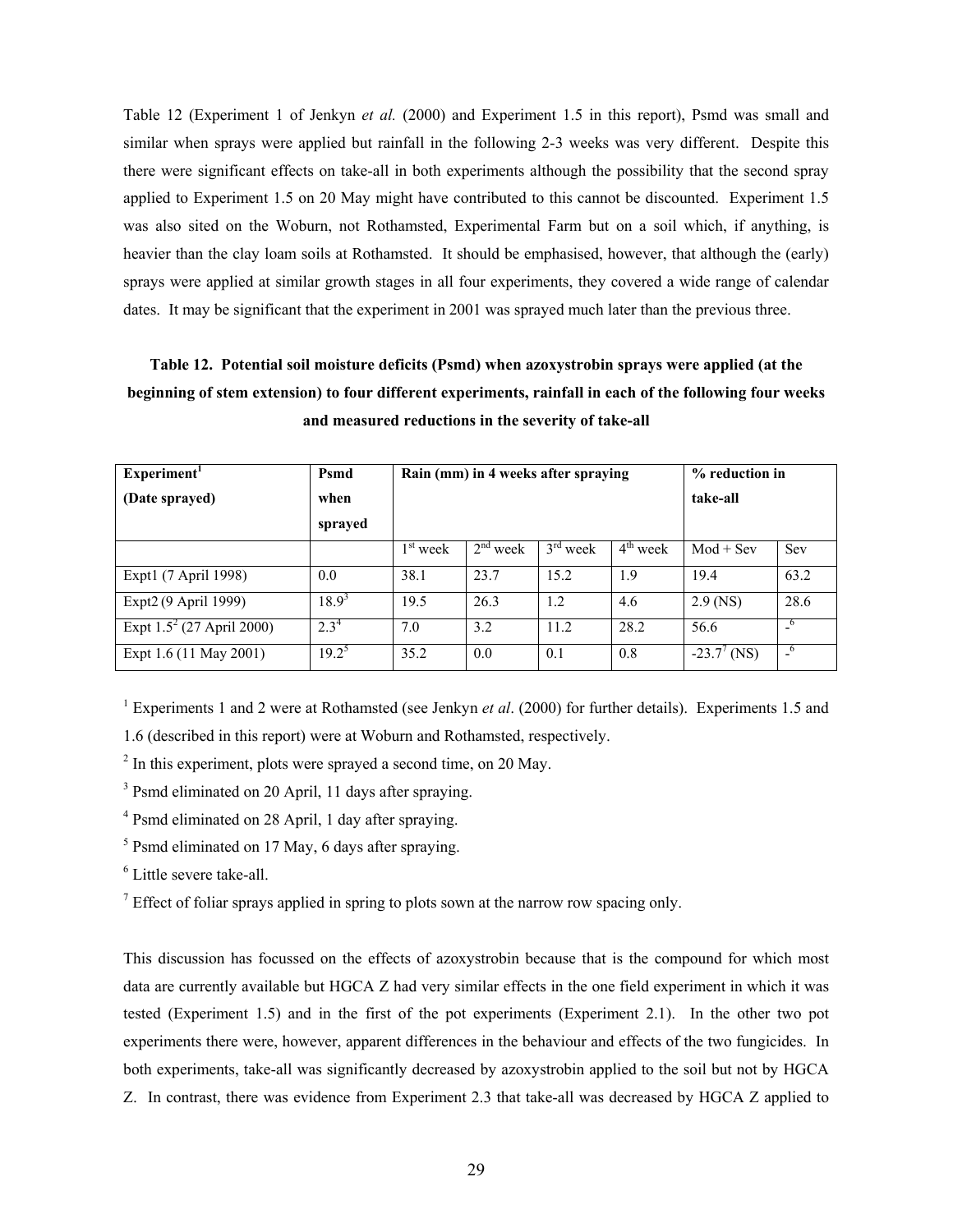Table 12 (Experiment 1 of Jenkyn *et al.* (2000) and Experiment 1.5 in this report), Psmd was small and similar when sprays were applied but rainfall in the following 2-3 weeks was very different. Despite this there were significant effects on take-all in both experiments although the possibility that the second spray applied to Experiment 1.5 on 20 May might have contributed to this cannot be discounted. Experiment 1.5 was also sited on the Woburn, not Rothamsted, Experimental Farm but on a soil which, if anything, is heavier than the clay loam soils at Rothamsted. It should be emphasised, however, that although the (early) sprays were applied at similar growth stages in all four experiments, they covered a wide range of calendar dates. It may be significant that the experiment in 2001 was sprayed much later than the previous three.

**Table 12. Potential soil moisture deficits (Psmd) when azoxystrobin sprays were applied (at the beginning of stem extension) to four different experiments, rainfall in each of the following four weeks and measured reductions in the severity of take-all**

| Experiment[1] (Date sprayed) | Psmd when sprayed | Rain (mm) in 4 weeks after spraying | | | | % reduction in take-all | |
|---|---|---|---|---|---|---|---|
| | | 1st week | 2nd week | 3rd week | 4th week | Mod + Sev | Sev |
| Expt1 (7 April 1998) | 0.0 | 38.1 | 23.7 | 15.2 | 1.9 | 19.4 | 63.2 |
| Expt2 (9 April 1999) | 18.9[3] | 19.5 | 26.3 | 1.2 | 4.6 | 2.9 (NS) | 28.6 |
| Expt 1.5[2] (27 April 2000) | 2.3[4] | 7.0 | 3.2 | 11.2 | 28.2 | 56.6 | -[6] |
| Expt 1.6 (11 May 2001) | 19.2[5] | 35.2 | 0.0 | 0.1 | 0.8 | -23.7[7] (NS) | -[6] |

[1] Experiments 1 and 2 were at Rothamsted (see Jenkyn *et al*. (2000) for further details). Experiments 1.5 and 1.6 (described in this report) were at Woburn and Rothamsted, respectively.

[2] In this experiment, plots were sprayed a second time, on 20 May.

[3] Psmd eliminated on 20 April, 11 days after spraying.

[4] Psmd eliminated on 28 April, 1 day after spraying.

[5] Psmd eliminated on 17 May, 6 days after spraying.

[6] Little severe take-all.

[7] Effect of foliar sprays applied in spring to plots sown at the narrow row spacing only.

This discussion has focussed on the effects of azoxystrobin because that is the compound for which most data are currently available but HGCA Z had very similar effects in the one field experiment in which it was tested (Experiment 1.5) and in the first of the pot experiments (Experiment 2.1). In the other two pot experiments there were, however, apparent differences in the behaviour and effects of the two fungicides. In both experiments, take-all was significantly decreased by azoxystrobin applied to the soil but not by HGCA Z. In contrast, there was evidence from Experiment 2.3 that take-all was decreased by HGCA Z applied to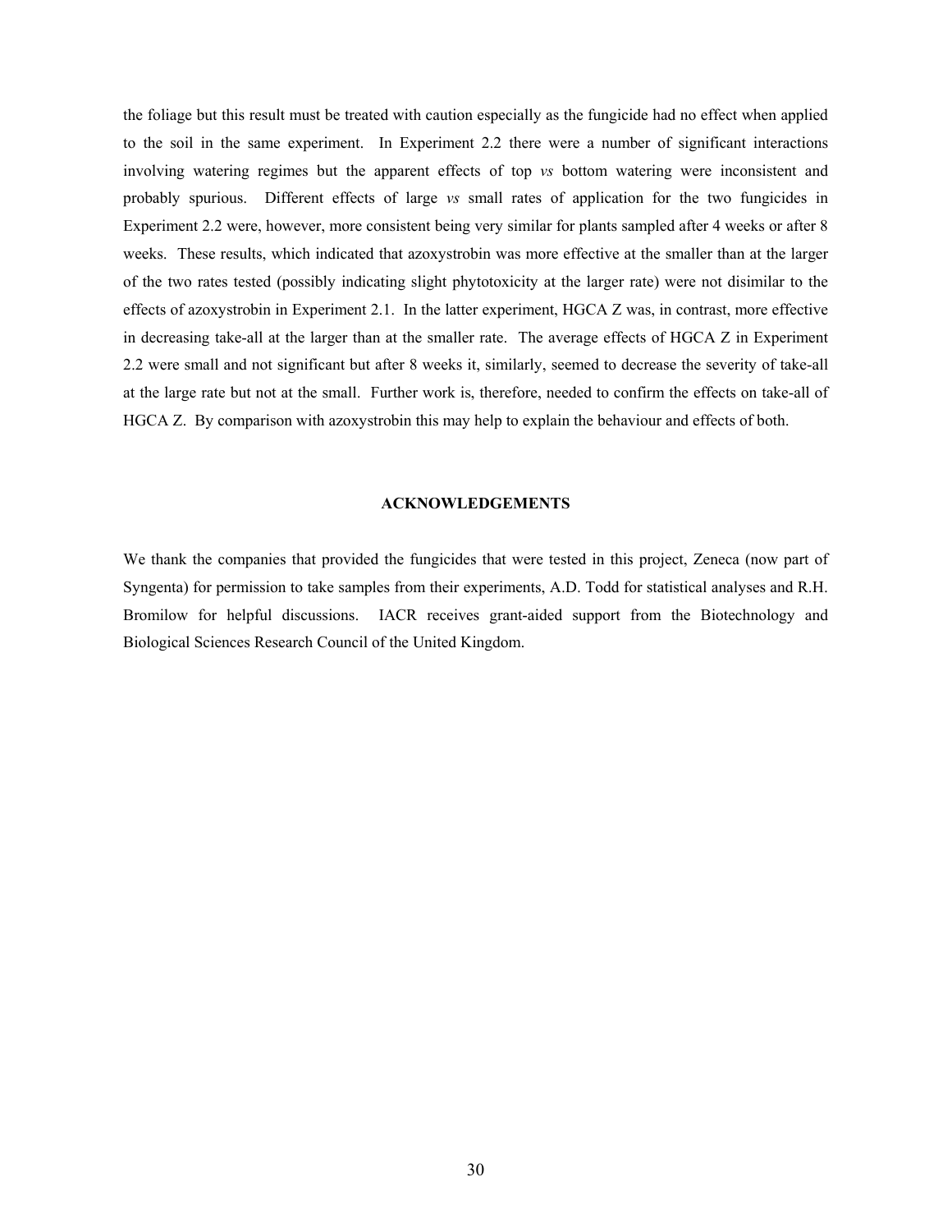the foliage but this result must be treated with caution especially as the fungicide had no effect when applied to the soil in the same experiment. In Experiment 2.2 there were a number of significant interactions involving watering regimes but the apparent effects of top *vs* bottom watering were inconsistent and probably spurious. Different effects of large *vs* small rates of application for the two fungicides in Experiment 2.2 were, however, more consistent being very similar for plants sampled after 4 weeks or after 8 weeks. These results, which indicated that azoxystrobin was more effective at the smaller than at the larger of the two rates tested (possibly indicating slight phytotoxicity at the larger rate) were not disimilar to the effects of azoxystrobin in Experiment 2.1. In the latter experiment, HGCA Z was, in contrast, more effective in decreasing take-all at the larger than at the smaller rate. The average effects of HGCA Z in Experiment 2.2 were small and not significant but after 8 weeks it, similarly, seemed to decrease the severity of take-all at the large rate but not at the small. Further work is, therefore, needed to confirm the effects on take-all of HGCA Z. By comparison with azoxystrobin this may help to explain the behaviour and effects of both.

## ACKNOWLEDGEMENTS

We thank the companies that provided the fungicides that were tested in this project, Zeneca (now part of Syngenta) for permission to take samples from their experiments, A.D. Todd for statistical analyses and R.H. Bromilow for helpful discussions. IACR receives grant-aided support from the Biotechnology and Biological Sciences Research Council of the United Kingdom.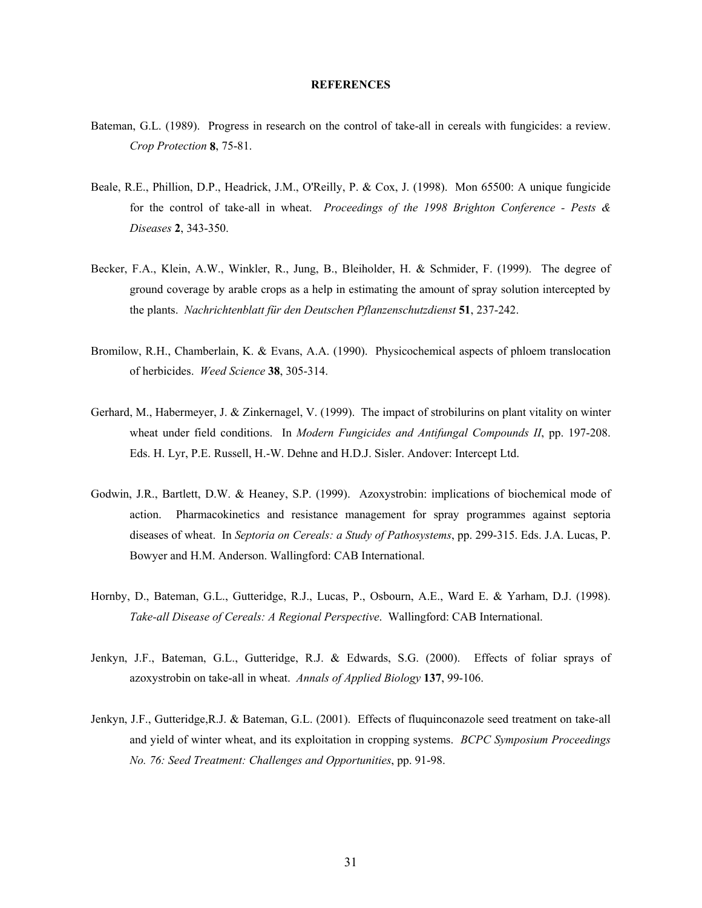# REFERENCES

Bateman, G.L. (1989). Progress in research on the control of take-all in cereals with fungicides: a review. *Crop Protection* **8**, 75-81.

Beale, R.E., Phillion, D.P., Headrick, J.M., O'Reilly, P. & Cox, J. (1998). Mon 65500: A unique fungicide for the control of take-all in wheat. *Proceedings of the 1998 Brighton Conference - Pests & Diseases* **2**, 343-350.

Becker, F.A., Klein, A.W., Winkler, R., Jung, B., Bleiholder, H. & Schmider, F. (1999). The degree of ground coverage by arable crops as a help in estimating the amount of spray solution intercepted by the plants. *Nachrichtenblatt für den Deutschen Pflanzenschutzdienst* **51**, 237-242.

Bromilow, R.H., Chamberlain, K. & Evans, A.A. (1990). Physicochemical aspects of phloem translocation of herbicides. *Weed Science* **38**, 305-314.

Gerhard, M., Habermeyer, J. & Zinkernagel, V. (1999). The impact of strobilurins on plant vitality on winter wheat under field conditions. In *Modern Fungicides and Antifungal Compounds II*, pp. 197-208. Eds. H. Lyr, P.E. Russell, H.-W. Dehne and H.D.J. Sisler. Andover: Intercept Ltd.

Godwin, J.R., Bartlett, D.W. & Heaney, S.P. (1999). Azoxystrobin: implications of biochemical mode of action. Pharmacokinetics and resistance management for spray programmes against septoria diseases of wheat. In *Septoria on Cereals: a Study of Pathosystems*, pp. 299-315. Eds. J.A. Lucas, P. Bowyer and H.M. Anderson. Wallingford: CAB International.

Hornby, D., Bateman, G.L., Gutteridge, R.J., Lucas, P., Osbourn, A.E., Ward E. & Yarham, D.J. (1998). *Take-all Disease of Cereals: A Regional Perspective*. Wallingford: CAB International.

Jenkyn, J.F., Bateman, G.L., Gutteridge, R.J. & Edwards, S.G. (2000). Effects of foliar sprays of azoxystrobin on take-all in wheat. *Annals of Applied Biology* **137**, 99-106.

Jenkyn, J.F., Gutteridge,R.J. & Bateman, G.L. (2001). Effects of fluquinconazole seed treatment on take-all and yield of winter wheat, and its exploitation in cropping systems. *BCPC Symposium Proceedings No. 76: Seed Treatment: Challenges and Opportunities*, pp. 91-98.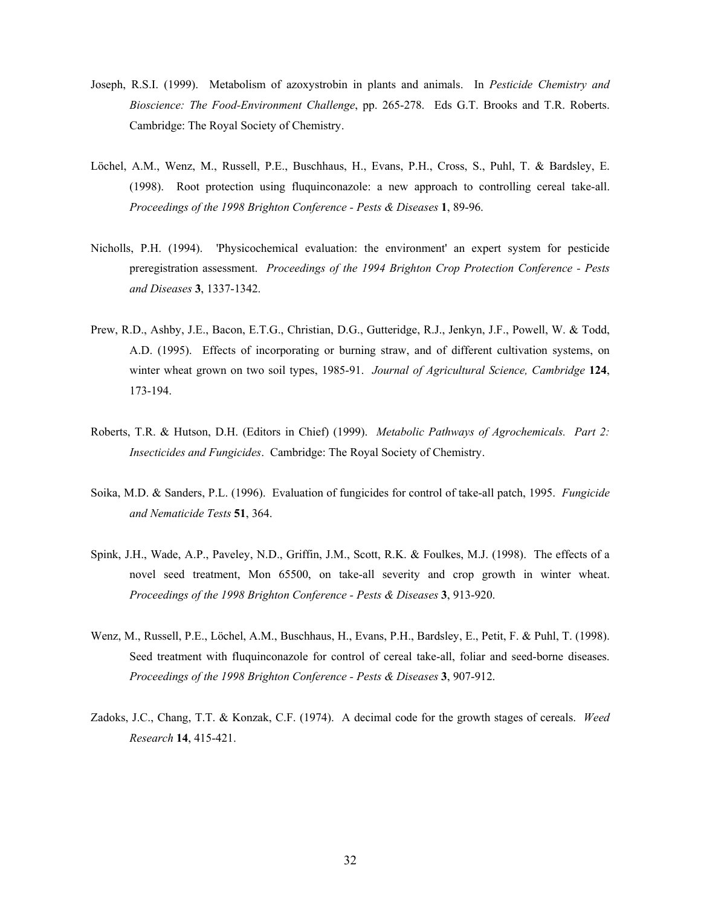Joseph, R.S.I. (1999). Metabolism of azoxystrobin in plants and animals. In *Pesticide Chemistry and Bioscience: The Food-Environment Challenge*, pp. 265-278. Eds G.T. Brooks and T.R. Roberts. Cambridge: The Royal Society of Chemistry.

Löchel, A.M., Wenz, M., Russell, P.E., Buschhaus, H., Evans, P.H., Cross, S., Puhl, T. & Bardsley, E. (1998). Root protection using fluquinconazole: a new approach to controlling cereal take-all. *Proceedings of the 1998 Brighton Conference - Pests & Diseases* **1**, 89-96.

Nicholls, P.H. (1994). 'Physicochemical evaluation: the environment' an expert system for pesticide preregistration assessment. *Proceedings of the 1994 Brighton Crop Protection Conference - Pests and Diseases* **3**, 1337-1342.

Prew, R.D., Ashby, J.E., Bacon, E.T.G., Christian, D.G., Gutteridge, R.J., Jenkyn, J.F., Powell, W. & Todd, A.D. (1995). Effects of incorporating or burning straw, and of different cultivation systems, on winter wheat grown on two soil types, 1985-91. *Journal of Agricultural Science, Cambridge* **124**, 173-194.

Roberts, T.R. & Hutson, D.H. (Editors in Chief) (1999). *Metabolic Pathways of Agrochemicals. Part 2: Insecticides and Fungicides*. Cambridge: The Royal Society of Chemistry.

Soika, M.D. & Sanders, P.L. (1996). Evaluation of fungicides for control of take-all patch, 1995. *Fungicide and Nematicide Tests* **51**, 364.

Spink, J.H., Wade, A.P., Paveley, N.D., Griffin, J.M., Scott, R.K. & Foulkes, M.J. (1998). The effects of a novel seed treatment, Mon 65500, on take-all severity and crop growth in winter wheat. *Proceedings of the 1998 Brighton Conference - Pests & Diseases* **3**, 913-920.

Wenz, M., Russell, P.E., Löchel, A.M., Buschhaus, H., Evans, P.H., Bardsley, E., Petit, F. & Puhl, T. (1998). Seed treatment with fluquinconazole for control of cereal take-all, foliar and seed-borne diseases. *Proceedings of the 1998 Brighton Conference - Pests & Diseases* **3**, 907-912.

Zadoks, J.C., Chang, T.T. & Konzak, C.F. (1974). A decimal code for the growth stages of cereals. *Weed Research* **14**, 415-421.